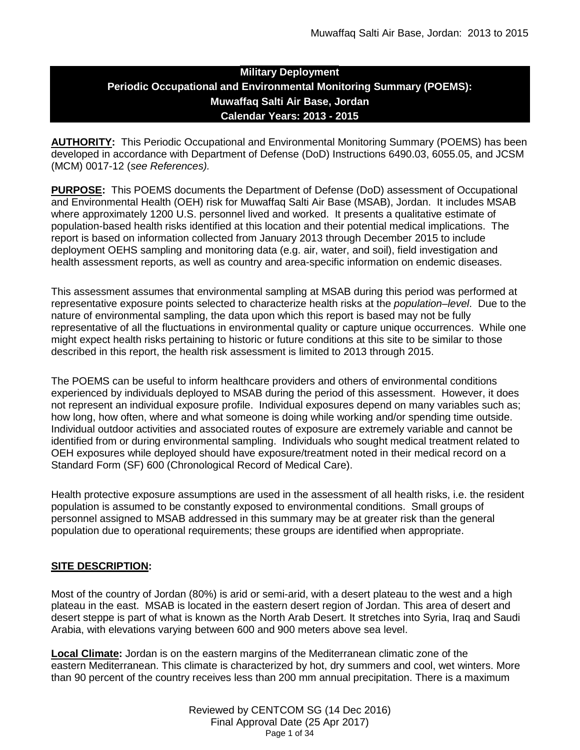# Military Deployment
# Periodic Occupational and Environmental Monitoring Summary (POEMS):
# Muwaffaq Salti Air Base, Jordan
# Calendar Years: 2013 - 2015

**AUTHORITY:** This Periodic Occupational and Environmental Monitoring Summary (POEMS) has been developed in accordance with Department of Defense (DoD) Instructions 6490.03, 6055.05, and JCSM (MCM) 0017-12 (*see References).*

**PURPOSE:** This POEMS documents the Department of Defense (DoD) assessment of Occupational and Environmental Health (OEH) risk for Muwaffaq Salti Air Base (MSAB), Jordan. It includes MSAB where approximately 1200 U.S. personnel lived and worked. It presents a qualitative estimate of population-based health risks identified at this location and their potential medical implications. The report is based on information collected from January 2013 through December 2015 to include deployment OEHS sampling and monitoring data (e.g. air, water, and soil), field investigation and health assessment reports, as well as country and area-specific information on endemic diseases.

This assessment assumes that environmental sampling at MSAB during this period was performed at representative exposure points selected to characterize health risks at the *population–level*. Due to the nature of environmental sampling, the data upon which this report is based may not be fully representative of all the fluctuations in environmental quality or capture unique occurrences. While one might expect health risks pertaining to historic or future conditions at this site to be similar to those described in this report, the health risk assessment is limited to 2013 through 2015.

The POEMS can be useful to inform healthcare providers and others of environmental conditions experienced by individuals deployed to MSAB during the period of this assessment. However, it does not represent an individual exposure profile. Individual exposures depend on many variables such as; how long, how often, where and what someone is doing while working and/or spending time outside. Individual outdoor activities and associated routes of exposure are extremely variable and cannot be identified from or during environmental sampling. Individuals who sought medical treatment related to OEH exposures while deployed should have exposure/treatment noted in their medical record on a Standard Form (SF) 600 (Chronological Record of Medical Care).

Health protective exposure assumptions are used in the assessment of all health risks, i.e. the resident population is assumed to be constantly exposed to environmental conditions. Small groups of personnel assigned to MSAB addressed in this summary may be at greater risk than the general population due to operational requirements; these groups are identified when appropriate.

## SITE DESCRIPTION:

Most of the country of Jordan (80%) is arid or semi-arid, with a desert plateau to the west and a high plateau in the east. MSAB is located in the eastern desert region of Jordan. This area of desert and desert steppe is part of what is known as the North Arab Desert. It stretches into Syria, Iraq and Saudi Arabia, with elevations varying between 600 and 900 meters above sea level.

**Local Climate:** Jordan is on the eastern margins of the Mediterranean climatic zone of the eastern Mediterranean. This climate is characterized by hot, dry summers and cool, wet winters. More than 90 percent of the country receives less than 200 mm annual precipitation. There is a maximum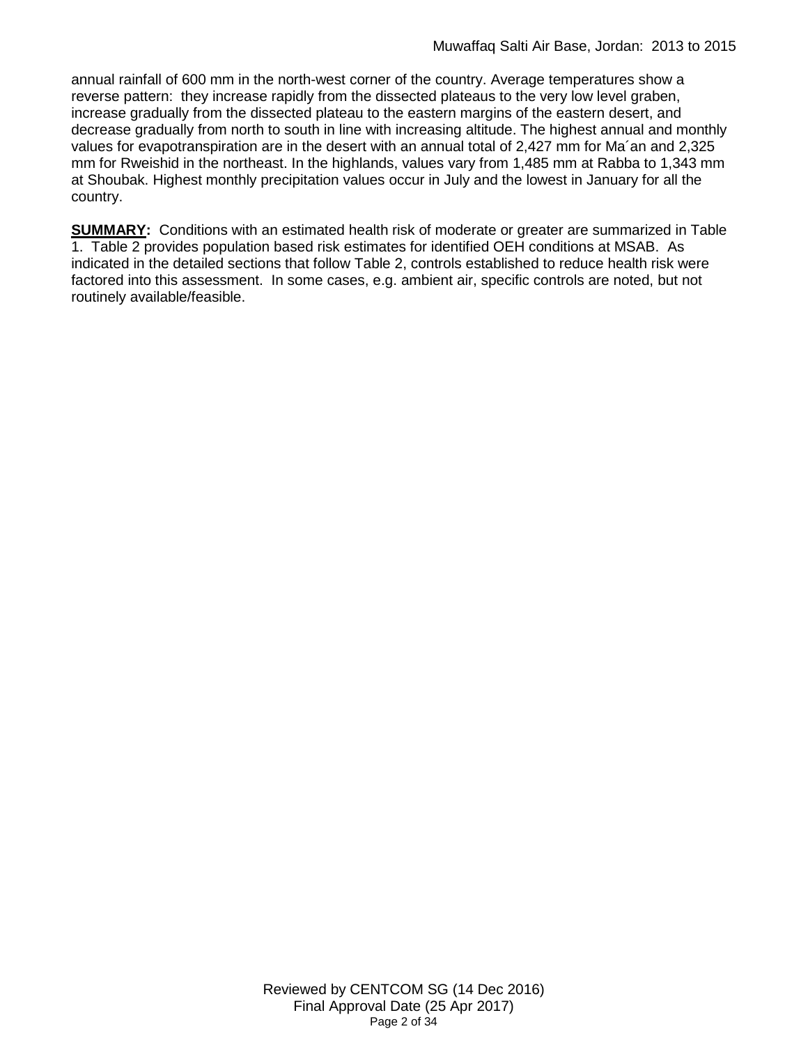annual rainfall of 600 mm in the north-west corner of the country. Average temperatures show a reverse pattern: they increase rapidly from the dissected plateaus to the very low level graben, increase gradually from the dissected plateau to the eastern margins of the eastern desert, and decrease gradually from north to south in line with increasing altitude. The highest annual and monthly values for evapotranspiration are in the desert with an annual total of 2,427 mm for Ma´an and 2,325 mm for Rweishid in the northeast. In the highlands, values vary from 1,485 mm at Rabba to 1,343 mm at Shoubak. Highest monthly precipitation values occur in July and the lowest in January for all the country.

**SUMMARY:** Conditions with an estimated health risk of moderate or greater are summarized in Table 1. Table 2 provides population based risk estimates for identified OEH conditions at MSAB. As indicated in the detailed sections that follow Table 2, controls established to reduce health risk were factored into this assessment. In some cases, e.g. ambient air, specific controls are noted, but not routinely available/feasible.

Reviewed by CENTCOM SG (14 Dec 2016)
Final Approval Date (25 Apr 2017)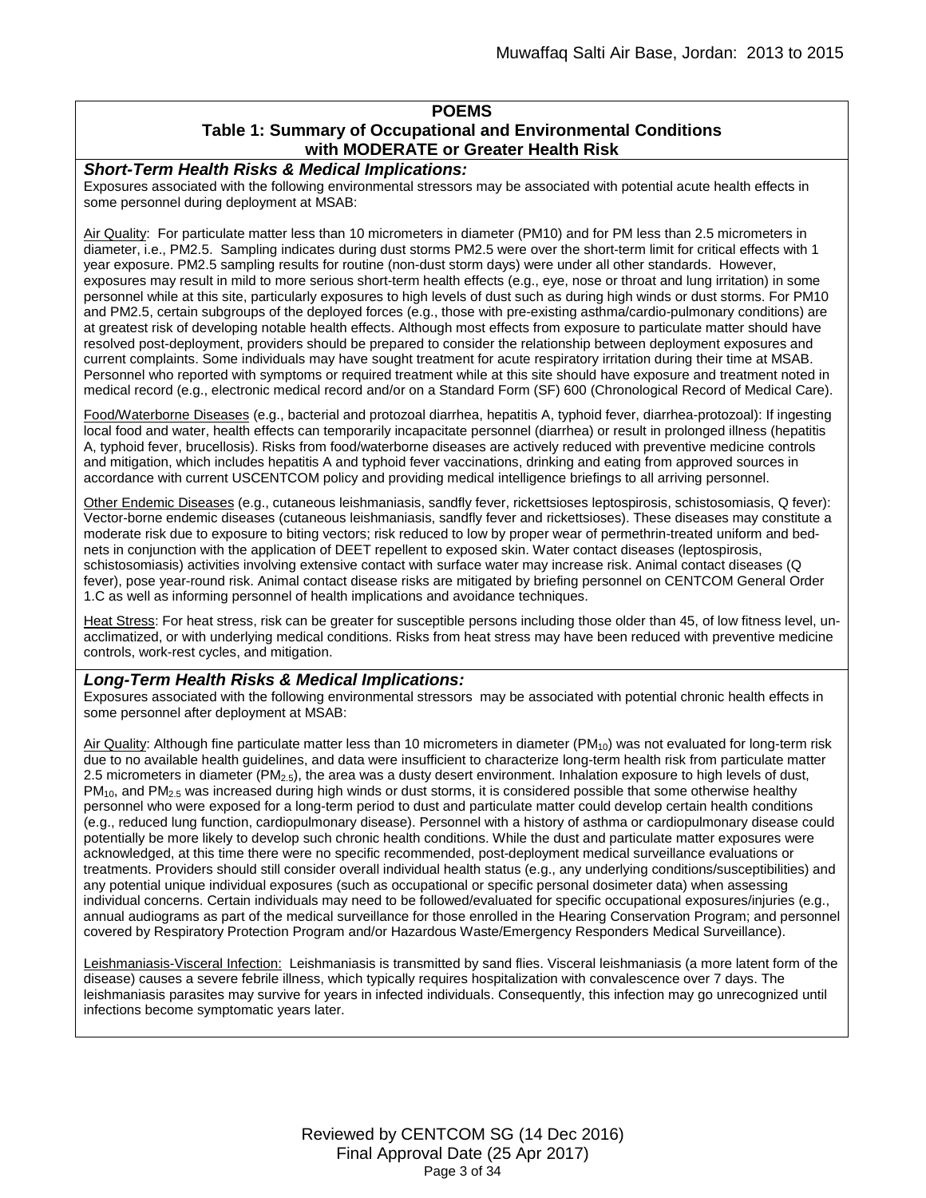## POEMS
### Table 1: Summary of Occupational and Environmental Conditions with MODERATE or Greater Health Risk

***Short-Term Health Risks & Medical Implications:***

Exposures associated with the following environmental stressors may be associated with potential acute health effects in some personnel during deployment at MSAB:

Air Quality: For particulate matter less than 10 micrometers in diameter (PM10) and for PM less than 2.5 micrometers in diameter, i.e., PM2.5. Sampling indicates during dust storms PM2.5 were over the short-term limit for critical effects with 1 year exposure. PM2.5 sampling results for routine (non-dust storm days) were under all other standards. However, exposures may result in mild to more serious short-term health effects (e.g., eye, nose or throat and lung irritation) in some personnel while at this site, particularly exposures to high levels of dust such as during high winds or dust storms. For PM10 and PM2.5, certain subgroups of the deployed forces (e.g., those with pre-existing asthma/cardio-pulmonary conditions) are at greatest risk of developing notable health effects. Although most effects from exposure to particulate matter should have resolved post-deployment, providers should be prepared to consider the relationship between deployment exposures and current complaints. Some individuals may have sought treatment for acute respiratory irritation during their time at MSAB. Personnel who reported with symptoms or required treatment while at this site should have exposure and treatment noted in medical record (e.g., electronic medical record and/or on a Standard Form (SF) 600 (Chronological Record of Medical Care).

Food/Waterborne Diseases (e.g., bacterial and protozoal diarrhea, hepatitis A, typhoid fever, diarrhea-protozoal): If ingesting local food and water, health effects can temporarily incapacitate personnel (diarrhea) or result in prolonged illness (hepatitis A, typhoid fever, brucellosis). Risks from food/waterborne diseases are actively reduced with preventive medicine controls and mitigation, which includes hepatitis A and typhoid fever vaccinations, drinking and eating from approved sources in accordance with current USCENTCOM policy and providing medical intelligence briefings to all arriving personnel.

Other Endemic Diseases (e.g., cutaneous leishmaniasis, sandfly fever, rickettsioses leptospirosis, schistosomiasis, Q fever): Vector-borne endemic diseases (cutaneous leishmaniasis, sandfly fever and rickettsioses). These diseases may constitute a moderate risk due to exposure to biting vectors; risk reduced to low by proper wear of permethrin-treated uniform and bed-nets in conjunction with the application of DEET repellent to exposed skin. Water contact diseases (leptospirosis, schistosomiasis) activities involving extensive contact with surface water may increase risk. Animal contact diseases (Q fever), pose year-round risk. Animal contact disease risks are mitigated by briefing personnel on CENTCOM General Order 1.C as well as informing personnel of health implications and avoidance techniques.

Heat Stress: For heat stress, risk can be greater for susceptible persons including those older than 45, of low fitness level, un-acclimatized, or with underlying medical conditions. Risks from heat stress may have been reduced with preventive medicine controls, work-rest cycles, and mitigation.

***Long-Term Health Risks & Medical Implications:***

Exposures associated with the following environmental stressors may be associated with potential chronic health effects in some personnel after deployment at MSAB:

Air Quality: Although fine particulate matter less than 10 micrometers in diameter ($PM_{10}$) was not evaluated for long-term risk due to no available health guidelines, and data were insufficient to characterize long-term health risk from particulate matter 2.5 micrometers in diameter ($PM_{2.5}$), the area was a dusty desert environment. Inhalation exposure to high levels of dust, $PM_{10}$, and $PM_{2.5}$ was increased during high winds or dust storms, it is considered possible that some otherwise healthy personnel who were exposed for a long-term period to dust and particulate matter could develop certain health conditions (e.g., reduced lung function, cardiopulmonary disease). Personnel with a history of asthma or cardiopulmonary disease could potentially be more likely to develop such chronic health conditions. While the dust and particulate matter exposures were acknowledged, at this time there were no specific recommended, post-deployment medical surveillance evaluations or treatments. Providers should still consider overall individual health status (e.g., any underlying conditions/susceptibilities) and any potential unique individual exposures (such as occupational or specific personal dosimeter data) when assessing individual concerns. Certain individuals may need to be followed/evaluated for specific occupational exposures/injuries (e.g., annual audiograms as part of the medical surveillance for those enrolled in the Hearing Conservation Program; and personnel covered by Respiratory Protection Program and/or Hazardous Waste/Emergency Responders Medical Surveillance).

Leishmaniasis-Visceral Infection: Leishmaniasis is transmitted by sand flies. Visceral leishmaniasis (a more latent form of the disease) causes a severe febrile illness, which typically requires hospitalization with convalescence over 7 days. The leishmaniasis parasites may survive for years in infected individuals. Consequently, this infection may go unrecognized until infections become symptomatic years later.

Reviewed by CENTCOM SG (14 Dec 2016)
Final Approval Date (25 Apr 2017)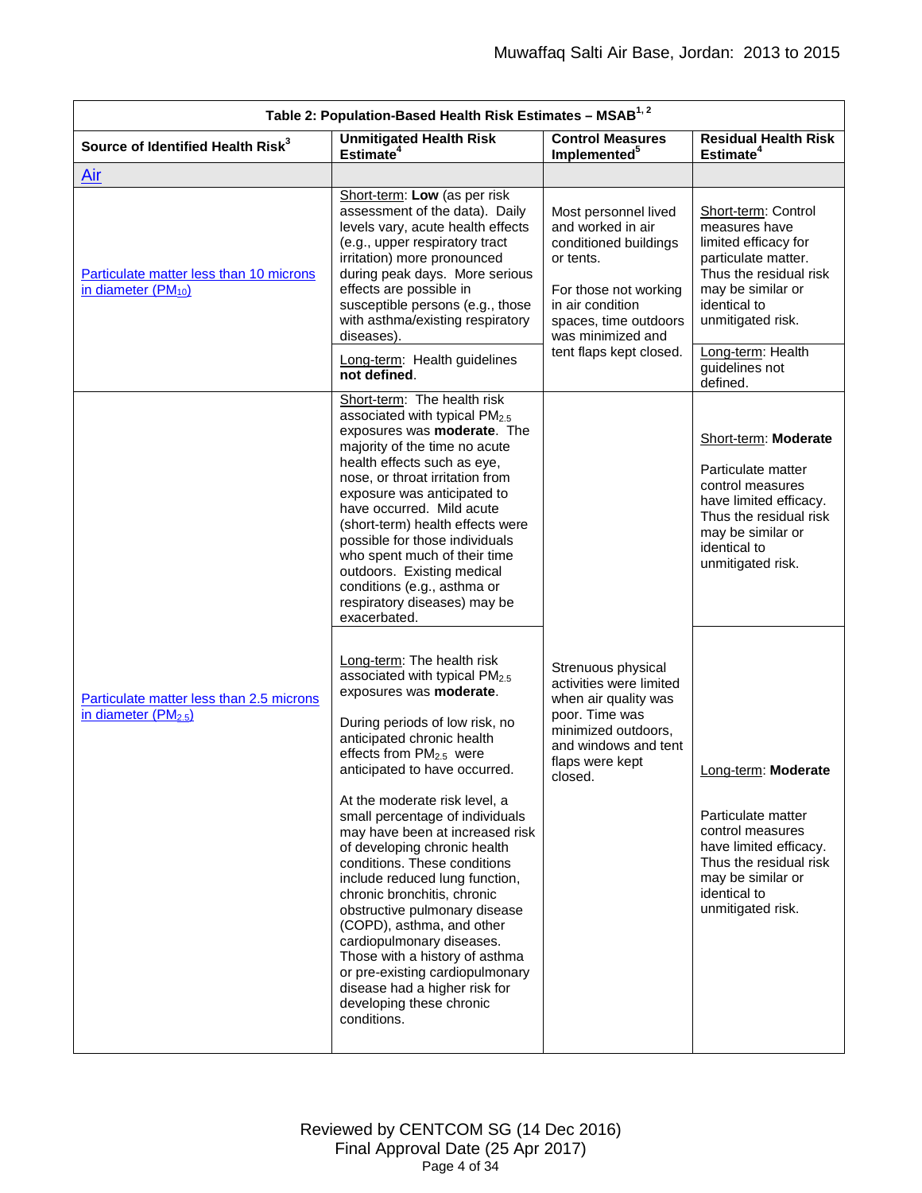| Table 2: Population-Based Health Risk Estimates – MSAB[1, 2] | | | |
|---|---|---|---|
| **Source of Identified Health Risk[3]** | **Unmitigated Health Risk Estimate[4]** | **Control Measures Implemented[5]** | **Residual Health Risk Estimate[4]** |
| Air | | | |
| Particulate matter less than 10 microns in diameter ($PM_{10}$) | Short-term: **Low** (as per risk assessment of the data). Daily levels vary, acute health effects (e.g., upper respiratory tract irritation) more pronounced during peak days. More serious effects are possible in susceptible persons (e.g., those with asthma/existing respiratory diseases). | Most personnel lived and worked in air conditioned buildings or tents.<br><br>For those not working in air condition spaces, time outdoors was minimized and tent flaps kept closed. | Short-term: Control measures have limited efficacy for particulate matter. Thus the residual risk may be similar or identical to unmitigated risk. |
| | Long-term: Health guidelines **not defined**. | | Long-term: Health guidelines not defined. |
| Particulate matter less than 2.5 microns in diameter ($PM_{2.5}$) | Short-term: The health risk associated with typical $PM_{2.5}$ exposures was **moderate**. The majority of the time no acute health effects such as eye, nose, or throat irritation from exposure was anticipated to have occurred. Mild acute (short-term) health effects were possible for those individuals who spent much of their time outdoors. Existing medical conditions (e.g., asthma or respiratory diseases) may be exacerbated. | Strenuous physical activities were limited when air quality was poor. Time was minimized outdoors, and windows and tent flaps were kept closed. | Short-term: **Moderate**<br><br>Particulate matter control measures have limited efficacy. Thus the residual risk may be similar or identical to unmitigated risk. |
| | Long-term: The health risk associated with typical $PM_{2.5}$ exposures was **moderate**.<br><br>During periods of low risk, no anticipated chronic health effects from $PM_{2.5}$ were anticipated to have occurred.<br><br>At the moderate risk level, a small percentage of individuals may have been at increased risk of developing chronic health conditions. These conditions include reduced lung function, chronic bronchitis, chronic obstructive pulmonary disease (COPD), asthma, and other cardiopulmonary diseases. Those with a history of asthma or pre-existing cardiopulmonary disease had a higher risk for developing these chronic conditions. | | Long-term: **Moderate**<br><br>Particulate matter control measures have limited efficacy. Thus the residual risk may be similar or identical to unmitigated risk. |

Reviewed by CENTCOM SG (14 Dec 2016)
Final Approval Date (25 Apr 2017)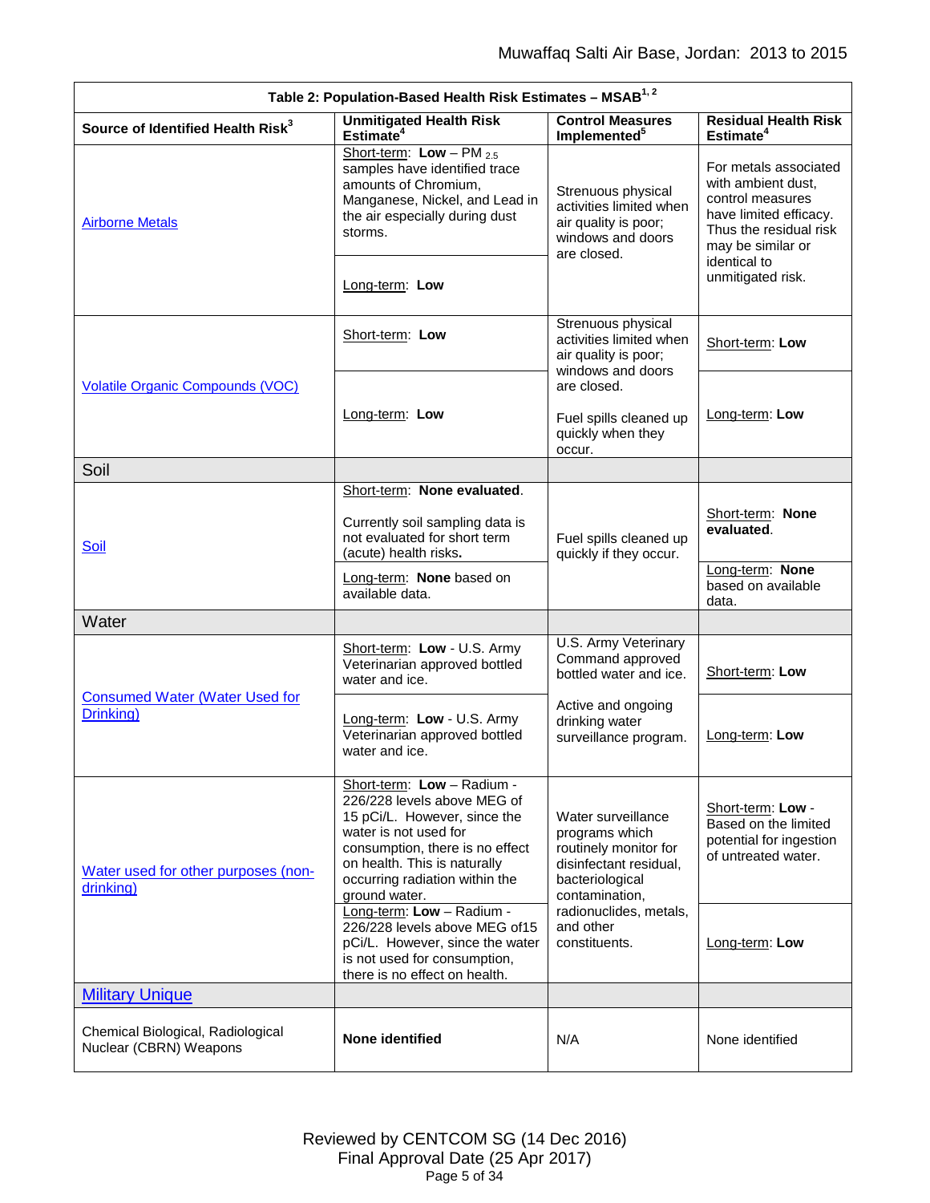| Table 2: Population-Based Health Risk Estimates – MSAB[1, 2] | | | |
|---|---|---|---|
| **Source of Identified Health Risk[3]** | **Unmitigated Health Risk Estimate[4]** | **Control Measures Implemented[5]** | **Residual Health Risk Estimate[4]** |
| Airborne Metals | Short-term: **Low** – PM $_{2.5}$ samples have identified trace amounts of Chromium, Manganese, Nickel, and Lead in the air especially during dust storms. | Strenuous physical activities limited when air quality is poor; windows and doors are closed. | For metals associated with ambient dust, control measures have limited efficacy. Thus the residual risk may be similar or identical to unmitigated risk. |
| | Long-term: **Low** | | |
| Volatile Organic Compounds (VOC) | Short-term: **Low** | Strenuous physical activities limited when air quality is poor; windows and doors are closed. Fuel spills cleaned up quickly when they occur. | Short-term: **Low** |
| | Long-term: **Low** | | Long-term: **Low** |
| Soil | | | |
| Soil | Short-term: **None evaluated**. Currently soil sampling data is not evaluated for short term (acute) health risks**.** | Fuel spills cleaned up quickly if they occur. | Short-term: **None evaluated**. |
| | Long-term: **None** based on available data. | | Long-term: **None** based on available data. |
| Water | | | |
| Consumed Water (Water Used for Drinking) | Short-term: **Low** - U.S. Army Veterinarian approved bottled water and ice. | U.S. Army Veterinary Command approved bottled water and ice. Active and ongoing drinking water surveillance program. | Short-term: **Low** |
| | Long-term: **Low** - U.S. Army Veterinarian approved bottled water and ice. | | Long-term: **Low** |
| Water used for other purposes (non-drinking) | Short-term: **Low** – Radium - 226/228 levels above MEG of 15 pCi/L. However, since the water is not used for consumption, there is no effect on health. This is naturally occurring radiation within the ground water. | Water surveillance programs which routinely monitor for disinfectant residual, bacteriological contamination, radionuclides, metals, and other constituents. | Short-term: **Low** - Based on the limited potential for ingestion of untreated water. |
| | Long-term: **Low** – Radium - 226/228 levels above MEG of15 pCi/L. However, since the water is not used for consumption, there is no effect on health. | | Long-term: **Low** |
| Military Unique | | | |
| Chemical Biological, Radiological Nuclear (CBRN) Weapons | **None identified** | N/A | None identified |

Reviewed by CENTCOM SG (14 Dec 2016)
Final Approval Date (25 Apr 2017)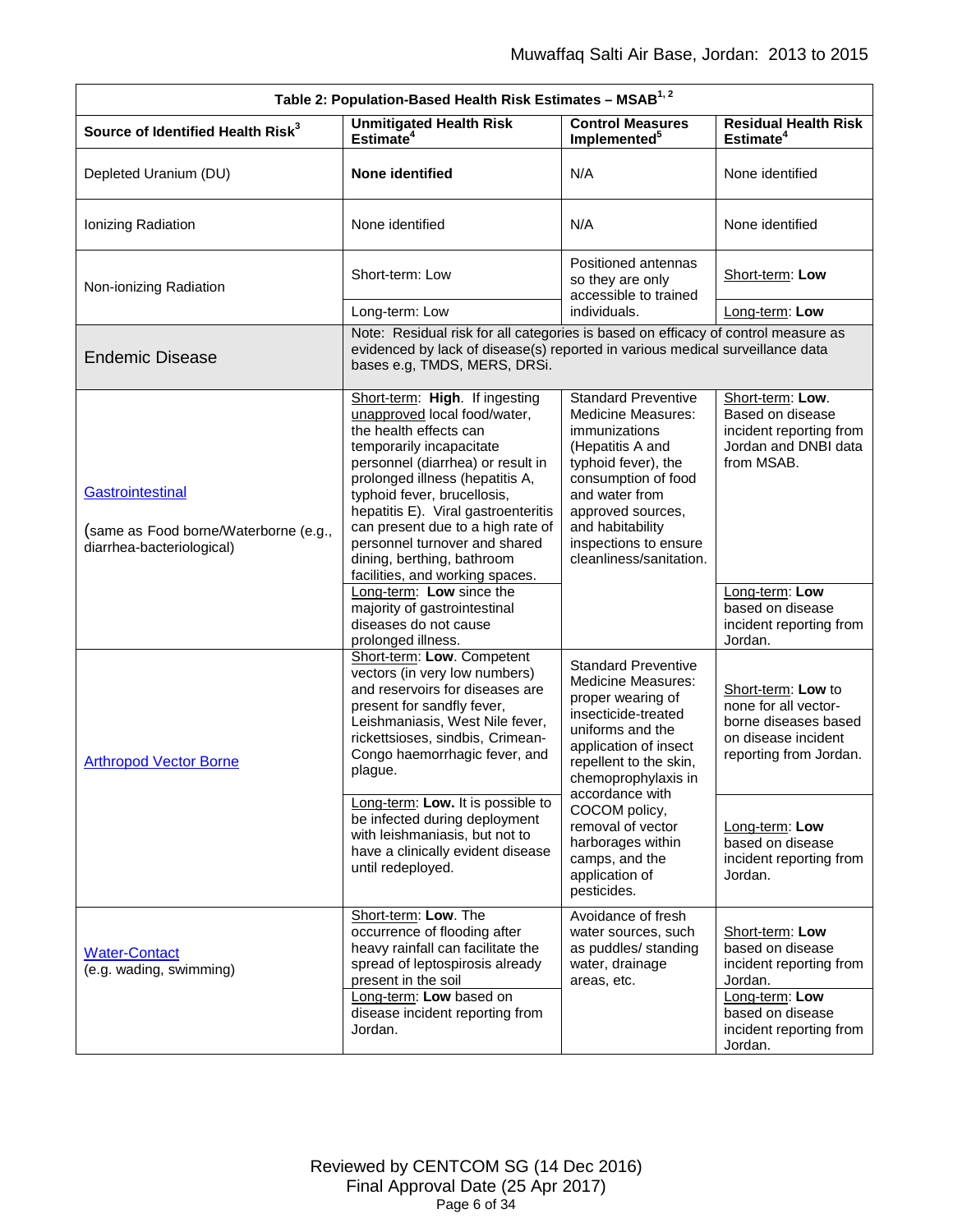| Table 2: Population-Based Health Risk Estimates – MSAB[1, 2] | | | |
|---|---|---|---|
| **Source of Identified Health Risk[3]** | **Unmitigated Health Risk Estimate[4]** | **Control Measures Implemented[5]** | **Residual Health Risk Estimate[4]** |
| Depleted Uranium (DU) | **None identified** | N/A | None identified |
| Ionizing Radiation | None identified | N/A | None identified |
| Non-ionizing Radiation | Short-term: Low | Positioned antennas so they are only accessible to trained individuals. | Short-term: **Low** |
| | Long-term: Low | | Long-term: **Low** |
| Endemic Disease | Note: Residual risk for all categories is based on efficacy of control measure as evidenced by lack of disease(s) reported in various medical surveillance data bases e.g, TMDS, MERS, DRSi. | | |
| Gastrointestinal (same as Food borne/Waterborne (e.g., diarrhea-bacteriological) | Short-term: **High**. If ingesting unapproved local food/water, the health effects can temporarily incapacitate personnel (diarrhea) or result in prolonged illness (hepatitis A, typhoid fever, brucellosis, hepatitis E). Viral gastroenteritis can present due to a high rate of personnel turnover and shared dining, berthing, bathroom facilities, and working spaces. | Standard Preventive Medicine Measures: immunizations (Hepatitis A and typhoid fever), the consumption of food and water from approved sources, and habitability inspections to ensure cleanliness/sanitation. | Short-term: **Low.** Based on disease incident reporting from Jordan and DNBI data from MSAB. |
| | Long-term: **Low** since the majority of gastrointestinal diseases do not cause prolonged illness. | | Long-term: **Low** based on disease incident reporting from Jordan. |
| Arthropod Vector Borne | Short-term: **Low**. Competent vectors (in very low numbers) and reservoirs for diseases are present for sandfly fever, Leishmaniasis, West Nile fever, rickettsioses, sindbis, Crimean-Congo haemorrhagic fever, and plague. | Standard Preventive Medicine Measures: proper wearing of insecticide-treated uniforms and the application of insect repellent to the skin, chemoprophylaxis in accordance with COCOM policy, removal of vector harborages within camps, and the application of pesticides. | Short-term: **Low** to none for all vector-borne diseases based on disease incident reporting from Jordan. |
| | Long-term: **Low.** It is possible to be infected during deployment with leishmaniasis, but not to have a clinically evident disease until redeployed. | | Long-term: **Low** based on disease incident reporting from Jordan. |
| Water-Contact (e.g. wading, swimming) | Short-term: **Low**. The occurrence of flooding after heavy rainfall can facilitate the spread of leptospirosis already present in the soil | Avoidance of fresh water sources, such as puddles/ standing water, drainage areas, etc. | Short-term: **Low** based on disease incident reporting from Jordan. |
| | Long-term: **Low** based on disease incident reporting from Jordan. | | Long-term: **Low** based on disease incident reporting from Jordan. |

Reviewed by CENTCOM SG (14 Dec 2016)
Final Approval Date (25 Apr 2017)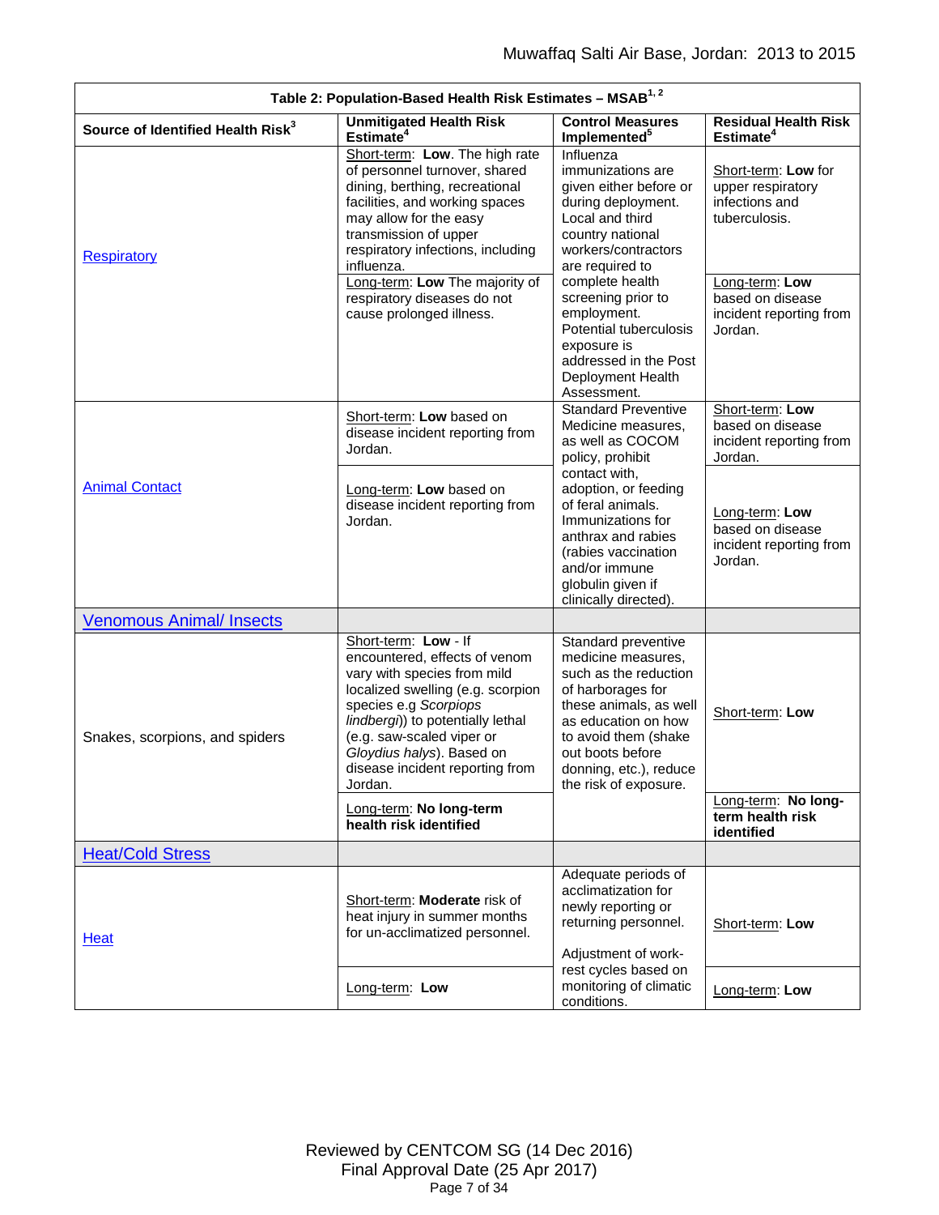| Table 2: Population-Based Health Risk Estimates – MSAB[1, 2] | | | |
|---|---|---|---|
| **Source of Identified Health Risk[3]** | **Unmitigated Health Risk Estimate[4]** | **Control Measures Implemented[5]** | **Residual Health Risk Estimate[4]** |
| Respiratory | Short-term: **Low**. The high rate of personnel turnover, shared dining, berthing, recreational facilities, and working spaces may allow for the easy transmission of upper respiratory infections, including influenza. | Influenza immunizations are given either before or during deployment. Local and third country national workers/contractors are required to complete health screening prior to employment. Potential tuberculosis exposure is addressed in the Post Deployment Health Assessment. | Short-term: **Low** for upper respiratory infections and tuberculosis. |
| | Long-term: **Low** The majority of respiratory diseases do not cause prolonged illness. | | Long-term: **Low** based on disease incident reporting from Jordan. |
| Animal Contact | Short-term: **Low** based on disease incident reporting from Jordan. | Standard Preventive Medicine measures, as well as COCOM policy, prohibit contact with, adoption, or feeding of feral animals. Immunizations for anthrax and rabies (rabies vaccination and/or immune globulin given if clinically directed). | Short-term: **Low** based on disease incident reporting from Jordan. |
| | Long-term: **Low** based on disease incident reporting from Jordan. | | Long-term: **Low** based on disease incident reporting from Jordan. |
| Venomous Animal/ Insects | | | |
| Snakes, scorpions, and spiders | Short-term: **Low** - If encountered, effects of venom vary with species from mild localized swelling (e.g. scorpion species e.g *Scorpiops lindbergi*)) to potentially lethal (e.g. saw-scaled viper or *Gloydius halys*). Based on disease incident reporting from Jordan. | Standard preventive medicine measures, such as the reduction of harborages for these animals, as well as education on how to avoid them (shake out boots before donning, etc.), reduce the risk of exposure. | Short-term: **Low** |
| | Long-term: **No long-term health risk identified** | | Long-term: **No long-term health risk identified** |
| Heat/Cold Stress | | | |
| Heat | Short-term: **Moderate** risk of heat injury in summer months for un-acclimatized personnel. | Adequate periods of acclimatization for newly reporting or returning personnel. Adjustment of work-rest cycles based on monitoring of climatic conditions. | Short-term: **Low** |
| | Long-term: **Low** | | Long-term: **Low** |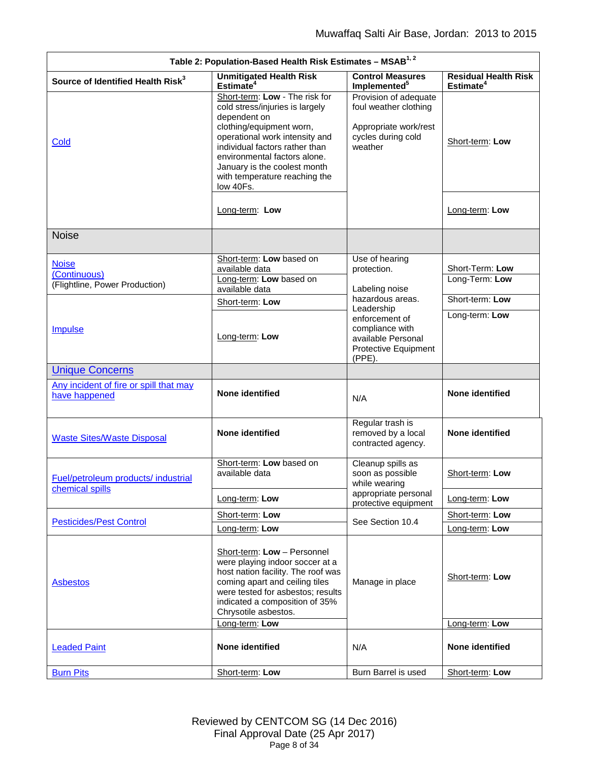| Table 2: Population-Based Health Risk Estimates – MSAB[1, 2] | | | |
|---|---|---|---|
| **Source of Identified Health Risk[3]** | **Unmitigated Health Risk Estimate[4]** | **Control Measures Implemented[5]** | **Residual Health Risk Estimate[4]** |
| Cold | Short-term: **Low** - The risk for cold stress/injuries is largely dependent on clothing/equipment worn, operational work intensity and individual factors rather than environmental factors alone. January is the coolest month with temperature reaching the low 40Fs. | Provision of adequate foul weather clothing<br><br>Appropriate work/rest cycles during cold weather | Short-term: **Low** |
| | Long-term: **Low** | | Long-term: **Low** |
| Noise | | | |
| Noise (Continuous) (Flightline, Power Production) | Short-term: **Low** based on available data | Use of hearing protection.<br><br>Labeling noise hazardous areas. Leadership enforcement of compliance with available Personal Protective Equipment (PPE). | Short-Term: **Low** |
| | Long-term: **Low** based on available data | | Long-Term: **Low** |
| Impulse | Short-term: **Low** | | Short-term: **Low** |
| | Long-term: **Low** | | Long-term: **Low** |
| Unique Concerns | | | |
| Any incident of fire or spill that may have happened | **None identified** | N/A | **None identified** |
| Waste Sites/Waste Disposal | **None identified** | Regular trash is removed by a local contracted agency. | **None identified** |
| Fuel/petroleum products/ industrial chemical spills | Short-term: **Low** based on available data | Cleanup spills as soon as possible while wearing appropriate personal protective equipment | Short-term: **Low** |
| | Long-term: **Low** | | Long-term: **Low** |
| Pesticides/Pest Control | Short-term: **Low** | See Section 10.4 | Short-term: **Low** |
| | Long-term: **Low** | | Long-term: **Low** |
| Asbestos | Short-term: **Low** – Personnel were playing indoor soccer at a host nation facility. The roof was coming apart and ceiling tiles were tested for asbestos; results indicated a composition of 35% Chrysotile asbestos. | Manage in place | Short-term: **Low** |
| | Long-term: **Low** | | Long-term: **Low** |
| Leaded Paint | **None identified** | N/A | **None identified** |
| Burn Pits | Short-term: **Low** | Burn Barrel is used | Short-term: **Low** |

Reviewed by CENTCOM SG (14 Dec 2016)
Final Approval Date (25 Apr 2017)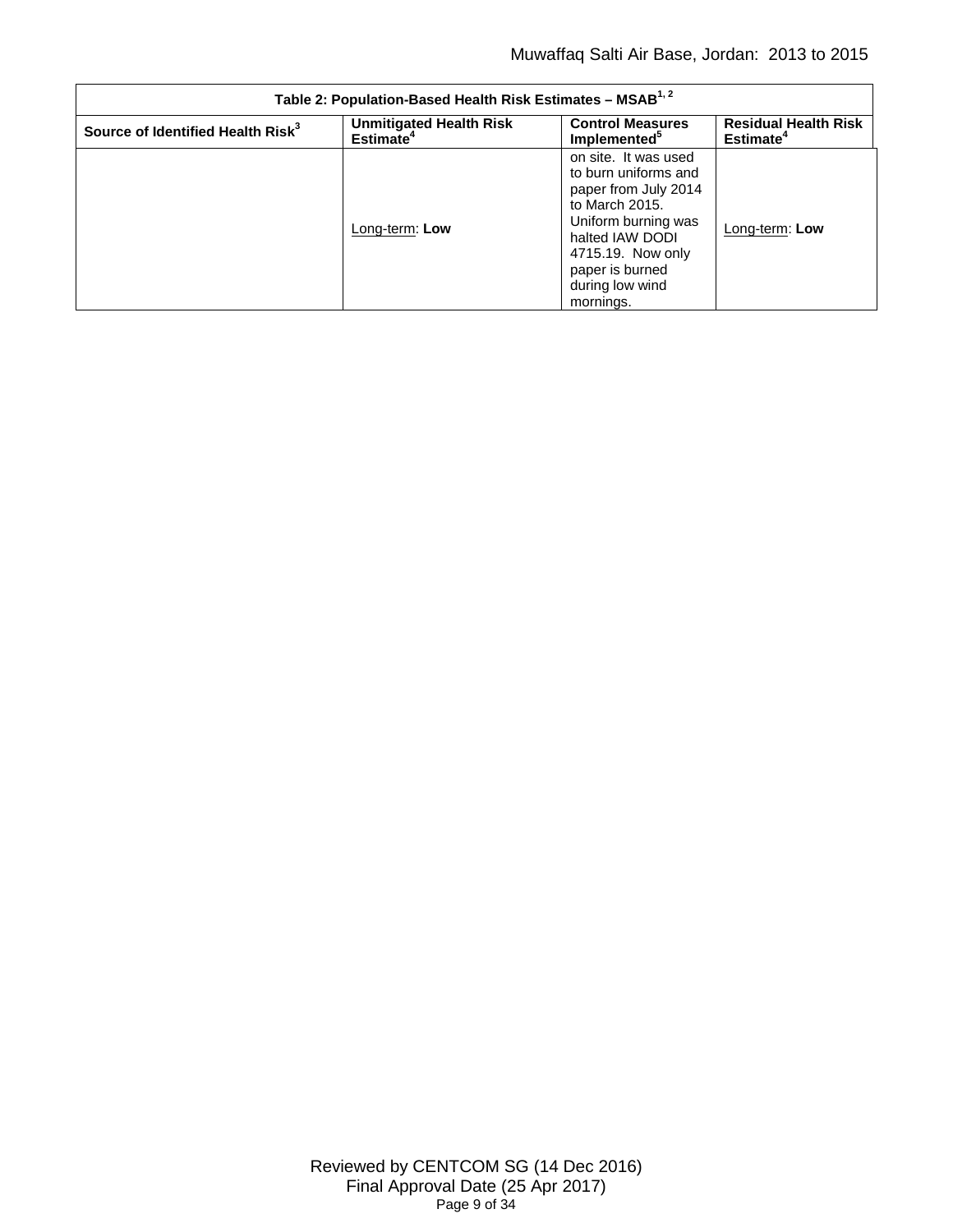| Table 2: Population-Based Health Risk Estimates – MSAB[1, 2] | | | |
|---|---|---|---|
| Source of Identified Health Risk[3] | Unmitigated Health Risk Estimate[4] | Control Measures Implemented[5] | Residual Health Risk Estimate[4] |
| | Long-term: **Low** | on site. It was used to burn uniforms and paper from July 2014 to March 2015. Uniform burning was halted IAW DODI 4715.19. Now only paper is burned during low wind mornings. | Long-term: **Low** |

Reviewed by CENTCOM SG (14 Dec 2016)
Final Approval Date (25 Apr 2017)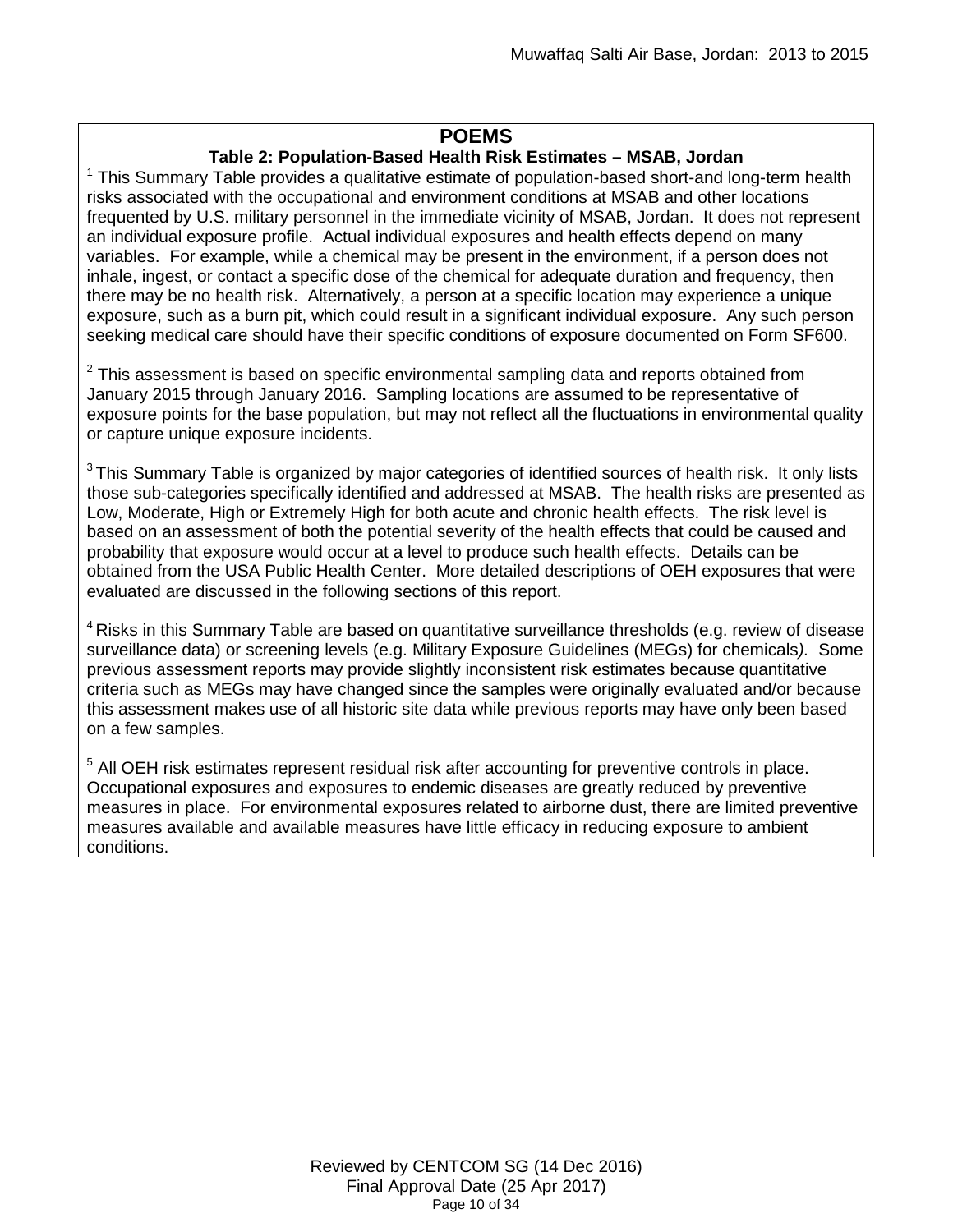**POEMS**

**Table 2: Population-Based Health Risk Estimates – MSAB, Jordan**

[1] This Summary Table provides a qualitative estimate of population-based short-and long-term health risks associated with the occupational and environment conditions at MSAB and other locations frequented by U.S. military personnel in the immediate vicinity of MSAB, Jordan. It does not represent an individual exposure profile. Actual individual exposures and health effects depend on many variables. For example, while a chemical may be present in the environment, if a person does not inhale, ingest, or contact a specific dose of the chemical for adequate duration and frequency, then there may be no health risk. Alternatively, a person at a specific location may experience a unique exposure, such as a burn pit, which could result in a significant individual exposure. Any such person seeking medical care should have their specific conditions of exposure documented on Form SF600.

[2] This assessment is based on specific environmental sampling data and reports obtained from January 2015 through January 2016. Sampling locations are assumed to be representative of exposure points for the base population, but may not reflect all the fluctuations in environmental quality or capture unique exposure incidents.

[3] This Summary Table is organized by major categories of identified sources of health risk. It only lists those sub-categories specifically identified and addressed at MSAB. The health risks are presented as Low, Moderate, High or Extremely High for both acute and chronic health effects. The risk level is based on an assessment of both the potential severity of the health effects that could be caused and probability that exposure would occur at a level to produce such health effects. Details can be obtained from the USA Public Health Center. More detailed descriptions of OEH exposures that were evaluated are discussed in the following sections of this report.

[4] Risks in this Summary Table are based on quantitative surveillance thresholds (e.g. review of disease surveillance data) or screening levels (e.g. Military Exposure Guidelines (MEGs) for chemicals*).* Some previous assessment reports may provide slightly inconsistent risk estimates because quantitative criteria such as MEGs may have changed since the samples were originally evaluated and/or because this assessment makes use of all historic site data while previous reports may have only been based on a few samples.

[5] All OEH risk estimates represent residual risk after accounting for preventive controls in place. Occupational exposures and exposures to endemic diseases are greatly reduced by preventive measures in place. For environmental exposures related to airborne dust, there are limited preventive measures available and available measures have little efficacy in reducing exposure to ambient conditions.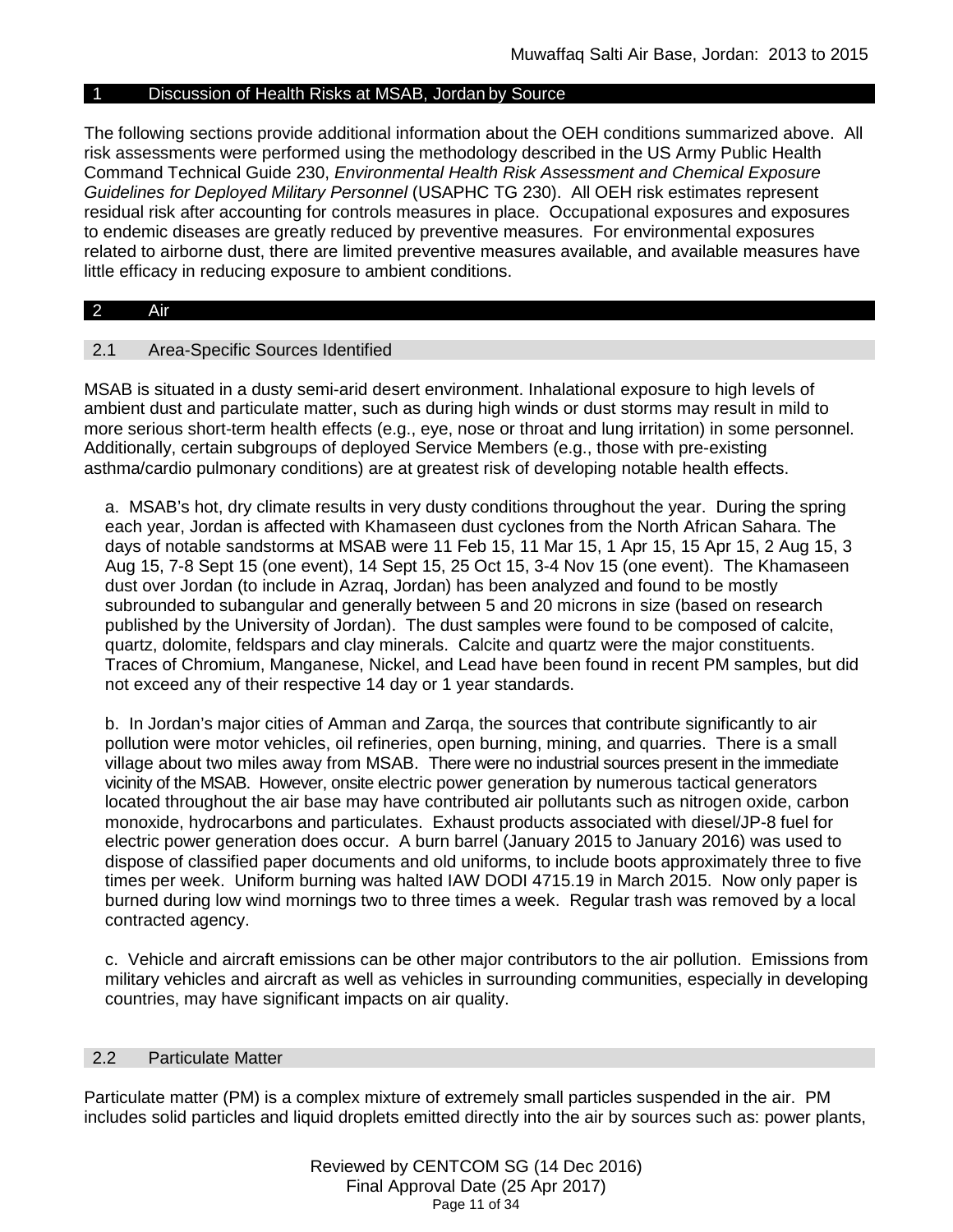## 1 Discussion of Health Risks at MSAB, Jordan by Source

The following sections provide additional information about the OEH conditions summarized above. All risk assessments were performed using the methodology described in the US Army Public Health Command Technical Guide 230, *Environmental Health Risk Assessment and Chemical Exposure Guidelines for Deployed Military Personnel* (USAPHC TG 230). All OEH risk estimates represent residual risk after accounting for controls measures in place. Occupational exposures and exposures to endemic diseases are greatly reduced by preventive measures. For environmental exposures related to airborne dust, there are limited preventive measures available, and available measures have little efficacy in reducing exposure to ambient conditions.

## 2 Air

### 2.1 Area-Specific Sources Identified

MSAB is situated in a dusty semi-arid desert environment. Inhalational exposure to high levels of ambient dust and particulate matter, such as during high winds or dust storms may result in mild to more serious short-term health effects (e.g., eye, nose or throat and lung irritation) in some personnel. Additionally, certain subgroups of deployed Service Members (e.g., those with pre-existing asthma/cardio pulmonary conditions) are at greatest risk of developing notable health effects.

a. MSAB's hot, dry climate results in very dusty conditions throughout the year. During the spring each year, Jordan is affected with Khamaseen dust cyclones from the North African Sahara. The days of notable sandstorms at MSAB were 11 Feb 15, 11 Mar 15, 1 Apr 15, 15 Apr 15, 2 Aug 15, 3 Aug 15, 7-8 Sept 15 (one event), 14 Sept 15, 25 Oct 15, 3-4 Nov 15 (one event). The Khamaseen dust over Jordan (to include in Azraq, Jordan) has been analyzed and found to be mostly subrounded to subangular and generally between 5 and 20 microns in size (based on research published by the University of Jordan). The dust samples were found to be composed of calcite, quartz, dolomite, feldspars and clay minerals. Calcite and quartz were the major constituents. Traces of Chromium, Manganese, Nickel, and Lead have been found in recent PM samples, but did not exceed any of their respective 14 day or 1 year standards.

b. In Jordan's major cities of Amman and Zarqa, the sources that contribute significantly to air pollution were motor vehicles, oil refineries, open burning, mining, and quarries. There is a small village about two miles away from MSAB. There were no industrial sources present in the immediate vicinity of the MSAB. However, onsite electric power generation by numerous tactical generators located throughout the air base may have contributed air pollutants such as nitrogen oxide, carbon monoxide, hydrocarbons and particulates. Exhaust products associated with diesel/JP-8 fuel for electric power generation does occur. A burn barrel (January 2015 to January 2016) was used to dispose of classified paper documents and old uniforms, to include boots approximately three to five times per week. Uniform burning was halted IAW DODI 4715.19 in March 2015. Now only paper is burned during low wind mornings two to three times a week. Regular trash was removed by a local contracted agency.

c. Vehicle and aircraft emissions can be other major contributors to the air pollution. Emissions from military vehicles and aircraft as well as vehicles in surrounding communities, especially in developing countries, may have significant impacts on air quality.

### 2.2 Particulate Matter

Particulate matter (PM) is a complex mixture of extremely small particles suspended in the air. PM includes solid particles and liquid droplets emitted directly into the air by sources such as: power plants,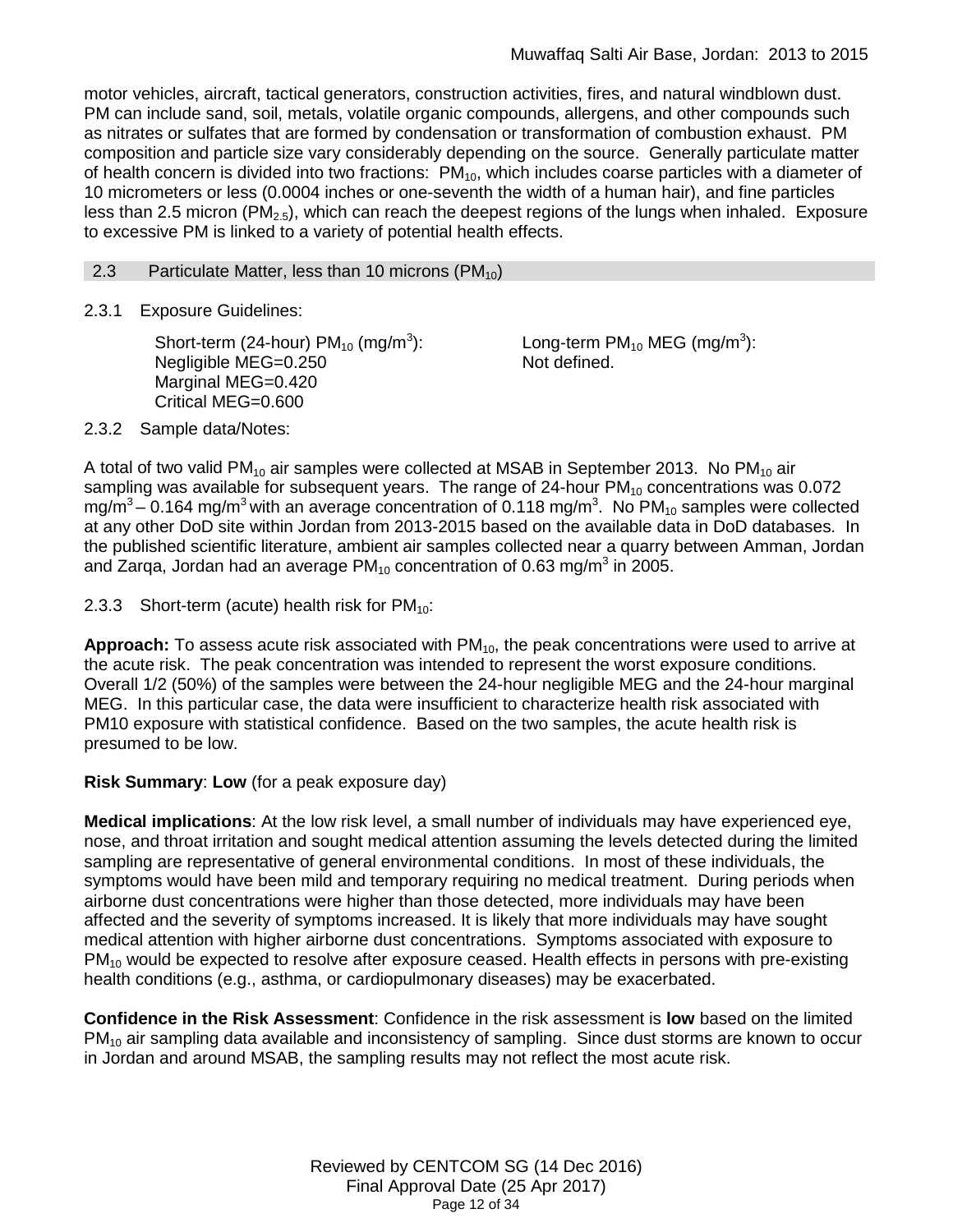motor vehicles, aircraft, tactical generators, construction activities, fires, and natural windblown dust. PM can include sand, soil, metals, volatile organic compounds, allergens, and other compounds such as nitrates or sulfates that are formed by condensation or transformation of combustion exhaust. PM composition and particle size vary considerably depending on the source. Generally particulate matter of health concern is divided into two fractions: $PM_{10}$, which includes coarse particles with a diameter of 10 micrometers or less (0.0004 inches or one-seventh the width of a human hair), and fine particles less than 2.5 micron ($PM_{2.5}$), which can reach the deepest regions of the lungs when inhaled. Exposure to excessive PM is linked to a variety of potential health effects.

## 2.3 Particulate Matter, less than 10 microns ($PM_{10}$)

### 2.3.1 Exposure Guidelines:

Short-term (24-hour) $PM_{10}$ ($mg/m^3$):
Negligible MEG=0.250
Marginal MEG=0.420
Critical MEG=0.600

Long-term $PM_{10}$ MEG ($mg/m^3$):
Not defined.

### 2.3.2 Sample data/Notes:

A total of two valid $PM_{10}$ air samples were collected at MSAB in September 2013. No $PM_{10}$ air sampling was available for subsequent years. The range of 24-hour $PM_{10}$ concentrations was 0.072 $mg/m^3$ – 0.164 $mg/m^3$ with an average concentration of 0.118 $mg/m^3$. No $PM_{10}$ samples were collected at any other DoD site within Jordan from 2013-2015 based on the available data in DoD databases. In the published scientific literature, ambient air samples collected near a quarry between Amman, Jordan and Zarqa, Jordan had an average $PM_{10}$ concentration of 0.63 $mg/m^3$ in 2005.

### 2.3.3 Short-term (acute) health risk for $PM_{10}$:

**Approach:** To assess acute risk associated with $PM_{10}$, the peak concentrations were used to arrive at the acute risk. The peak concentration was intended to represent the worst exposure conditions. Overall 1/2 (50%) of the samples were between the 24-hour negligible MEG and the 24-hour marginal MEG. In this particular case, the data were insufficient to characterize health risk associated with PM10 exposure with statistical confidence. Based on the two samples, the acute health risk is presumed to be low.

**Risk Summary**: **Low** (for a peak exposure day)

**Medical implications**: At the low risk level, a small number of individuals may have experienced eye, nose, and throat irritation and sought medical attention assuming the levels detected during the limited sampling are representative of general environmental conditions. In most of these individuals, the symptoms would have been mild and temporary requiring no medical treatment. During periods when airborne dust concentrations were higher than those detected, more individuals may have been affected and the severity of symptoms increased. It is likely that more individuals may have sought medical attention with higher airborne dust concentrations. Symptoms associated with exposure to $PM_{10}$ would be expected to resolve after exposure ceased. Health effects in persons with pre-existing health conditions (e.g., asthma, or cardiopulmonary diseases) may be exacerbated.

**Confidence in the Risk Assessment**: Confidence in the risk assessment is **low** based on the limited $PM_{10}$ air sampling data available and inconsistency of sampling. Since dust storms are known to occur in Jordan and around MSAB, the sampling results may not reflect the most acute risk.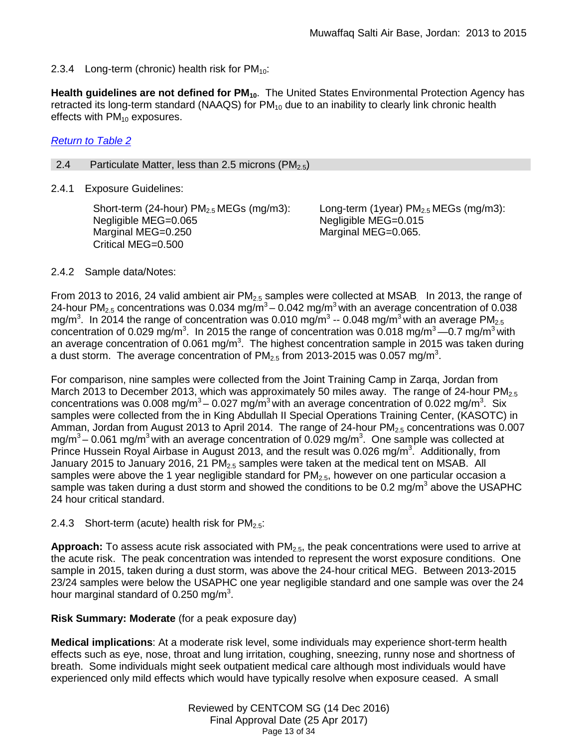2.3.4 Long-term (chronic) health risk for $PM_{10}$:

**Health guidelines are not defined for $PM_{10}$.** The United States Environmental Protection Agency has retracted its long-term standard (NAAQS) for $PM_{10}$ due to an inability to clearly link chronic health effects with $PM_{10}$ exposures.

*Return to Table 2*

## 2.4 Particulate Matter, less than 2.5 microns ($PM_{2.5}$)

2.4.1 Exposure Guidelines:

Short-term (24-hour) $PM_{2.5}$ MEGs (mg/m3):
Negligible MEG=0.065
Marginal MEG=0.250
Critical MEG=0.500

Long-term (1year) $PM_{2.5}$ MEGs (mg/m3):
Negligible MEG=0.015
Marginal MEG=0.065.

2.4.2 Sample data/Notes:

From 2013 to 2016, 24 valid ambient air $PM_{2.5}$ samples were collected at MSAB. In 2013, the range of 24-hour $PM_{2.5}$ concentrations was 0.034 mg/m$^3$ – 0.042 mg/m$^3$ with an average concentration of 0.038 mg/m$^3$. In 2014 the range of concentration was 0.010 mg/m$^3$ -- 0.048 mg/m$^3$ with an average $PM_{2.5}$ concentration of 0.029 mg/m$^3$. In 2015 the range of concentration was 0.018 mg/m$^3$ —0.7 mg/m$^3$ with an average concentration of 0.061 mg/m$^3$. The highest concentration sample in 2015 was taken during a dust storm. The average concentration of $PM_{2.5}$ from 2013-2015 was 0.057 mg/m$^3$.

For comparison, nine samples were collected from the Joint Training Camp in Zarqa, Jordan from March 2013 to December 2013, which was approximately 50 miles away. The range of 24-hour $PM_{2.5}$ concentrations was 0.008 mg/m$^3$ – 0.027 mg/m$^3$ with an average concentration of 0.022 mg/m$^3$. Six samples were collected from the the in King Abdullah II Special Operations Training Center, (KASOTC) in Amman, Jordan from August 2013 to April 2014. The range of 24-hour $PM_{2.5}$ concentrations was 0.007 mg/m$^3$ – 0.061 mg/m$^3$ with an average concentration of 0.029 mg/m$^3$. One sample was collected at Prince Hussein Royal Airbase in August 2013, and the result was 0.026 mg/m$^3$. Additionally, from January 2015 to January 2016, 21 $PM_{2.5}$ samples were taken at the medical tent on MSAB. All samples were above the 1 year negligible standard for $PM_{2.5}$, however on one particular occasion a sample was taken during a dust storm and showed the conditions to be 0.2 mg/m$^3$ above the USAPHC 24 hour critical standard.

2.4.3 Short-term (acute) health risk for $PM_{2.5}$:

**Approach:** To assess acute risk associated with $PM_{2.5}$, the peak concentrations were used to arrive at the acute risk. The peak concentration was intended to represent the worst exposure conditions. One sample in 2015, taken during a dust storm, was above the 24-hour critical MEG. Between 2013-2015 23/24 samples were below the USAPHC one year negligible standard and one sample was over the 24 hour marginal standard of 0.250 mg/m$^3$.

**Risk Summary: Moderate** (for a peak exposure day)

**Medical implications**: At a moderate risk level, some individuals may experience short-term health effects such as eye, nose, throat and lung irritation, coughing, sneezing, runny nose and shortness of breath. Some individuals might seek outpatient medical care although most individuals would have experienced only mild effects which would have typically resolve when exposure ceased. A small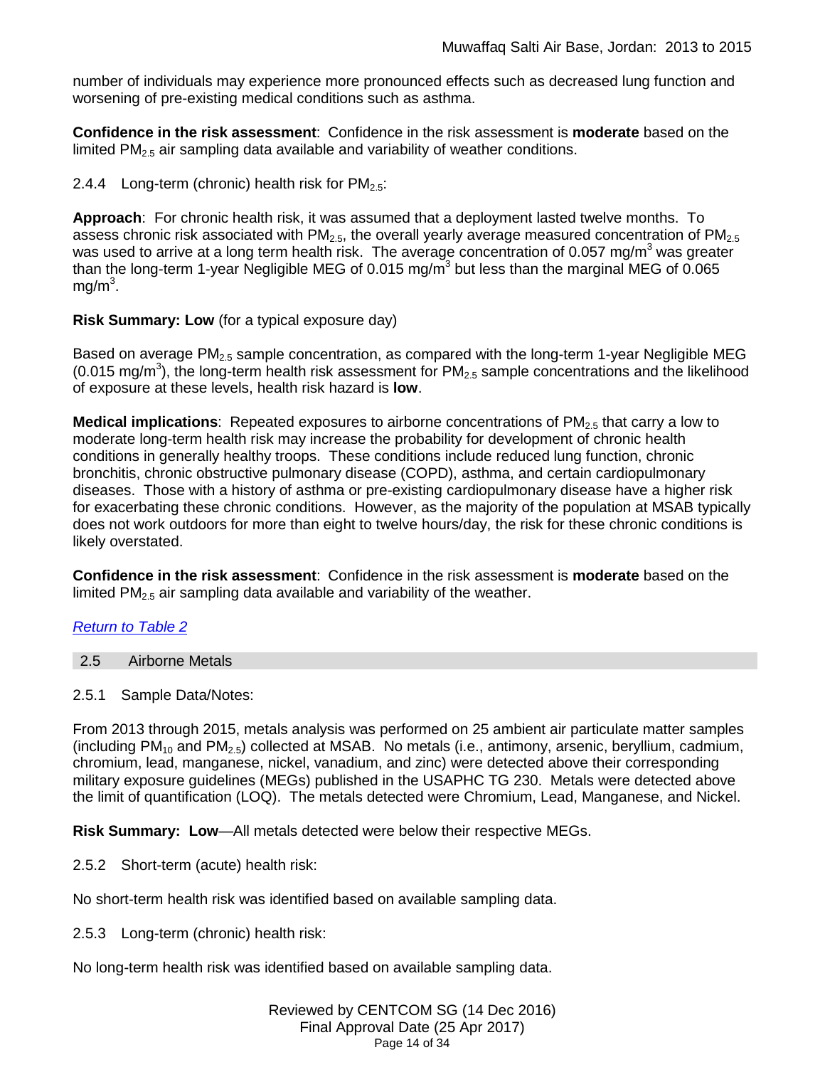number of individuals may experience more pronounced effects such as decreased lung function and worsening of pre-existing medical conditions such as asthma.

**Confidence in the risk assessment**: Confidence in the risk assessment is **moderate** based on the limited $PM_{2.5}$ air sampling data available and variability of weather conditions.

2.4.4 Long-term (chronic) health risk for $PM_{2.5}$:

**Approach**: For chronic health risk, it was assumed that a deployment lasted twelve months. To assess chronic risk associated with $PM_{2.5}$, the overall yearly average measured concentration of $PM_{2.5}$ was used to arrive at a long term health risk. The average concentration of 0.057 $mg/m^3$ was greater than the long-term 1-year Negligible MEG of 0.015 $mg/m^3$ but less than the marginal MEG of 0.065 $mg/m^3$.

**Risk Summary: Low** (for a typical exposure day)

Based on average $PM_{2.5}$ sample concentration, as compared with the long-term 1-year Negligible MEG (0.015 $mg/m^3$), the long-term health risk assessment for $PM_{2.5}$ sample concentrations and the likelihood of exposure at these levels, health risk hazard is **low**.

**Medical implications**: Repeated exposures to airborne concentrations of $PM_{2.5}$ that carry a low to moderate long-term health risk may increase the probability for development of chronic health conditions in generally healthy troops. These conditions include reduced lung function, chronic bronchitis, chronic obstructive pulmonary disease (COPD), asthma, and certain cardiopulmonary diseases. Those with a history of asthma or pre-existing cardiopulmonary disease have a higher risk for exacerbating these chronic conditions. However, as the majority of the population at MSAB typically does not work outdoors for more than eight to twelve hours/day, the risk for these chronic conditions is likely overstated.

**Confidence in the risk assessment**: Confidence in the risk assessment is **moderate** based on the limited $PM_{2.5}$ air sampling data available and variability of the weather.

*Return to Table 2*

## 2.5 Airborne Metals

2.5.1 Sample Data/Notes:

From 2013 through 2015, metals analysis was performed on 25 ambient air particulate matter samples (including $PM_{10}$ and $PM_{2.5}$) collected at MSAB. No metals (i.e., antimony, arsenic, beryllium, cadmium, chromium, lead, manganese, nickel, vanadium, and zinc) were detected above their corresponding military exposure guidelines (MEGs) published in the USAPHC TG 230. Metals were detected above the limit of quantification (LOQ). The metals detected were Chromium, Lead, Manganese, and Nickel.

**Risk Summary: Low**—All metals detected were below their respective MEGs.

2.5.2 Short-term (acute) health risk:

No short-term health risk was identified based on available sampling data.

2.5.3 Long-term (chronic) health risk:

No long-term health risk was identified based on available sampling data.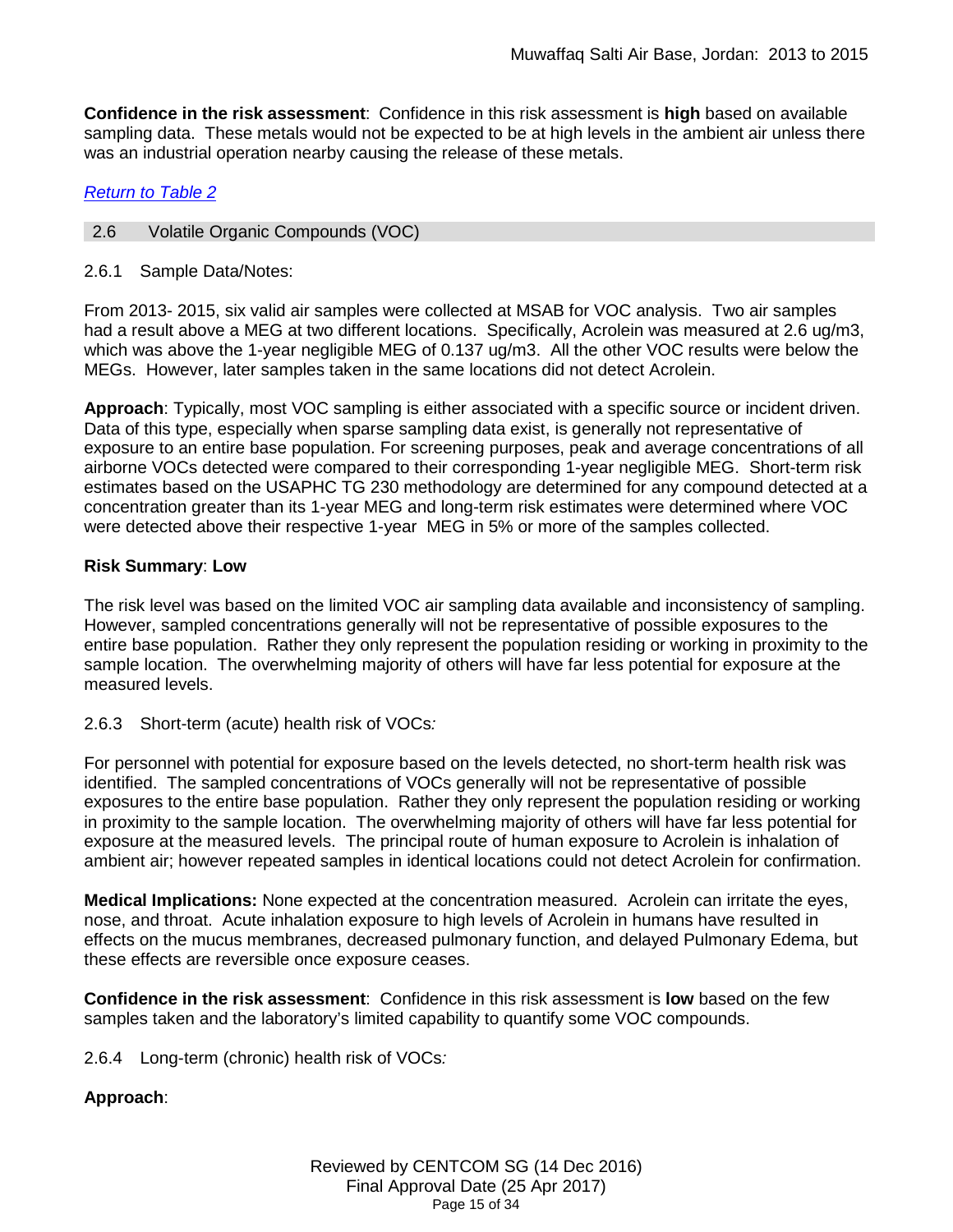**Confidence in the risk assessment**: Confidence in this risk assessment is **high** based on available sampling data. These metals would not be expected to be at high levels in the ambient air unless there was an industrial operation nearby causing the release of these metals.

*Return to Table 2*

## 2.6 Volatile Organic Compounds (VOC)

### 2.6.1 Sample Data/Notes:

From 2013- 2015, six valid air samples were collected at MSAB for VOC analysis. Two air samples had a result above a MEG at two different locations. Specifically, Acrolein was measured at 2.6 ug/m3, which was above the 1-year negligible MEG of 0.137 ug/m3. All the other VOC results were below the MEGs. However, later samples taken in the same locations did not detect Acrolein.

**Approach**: Typically, most VOC sampling is either associated with a specific source or incident driven. Data of this type, especially when sparse sampling data exist, is generally not representative of exposure to an entire base population. For screening purposes, peak and average concentrations of all airborne VOCs detected were compared to their corresponding 1-year negligible MEG. Short-term risk estimates based on the USAPHC TG 230 methodology are determined for any compound detected at a concentration greater than its 1-year MEG and long-term risk estimates were determined where VOC were detected above their respective 1-year MEG in 5% or more of the samples collected.

**Risk Summary**: **Low**

The risk level was based on the limited VOC air sampling data available and inconsistency of sampling. However, sampled concentrations generally will not be representative of possible exposures to the entire base population. Rather they only represent the population residing or working in proximity to the sample location. The overwhelming majority of others will have far less potential for exposure at the measured levels.

### 2.6.3 Short-term (acute) health risk of VOCs*:*

For personnel with potential for exposure based on the levels detected, no short-term health risk was identified. The sampled concentrations of VOCs generally will not be representative of possible exposures to the entire base population. Rather they only represent the population residing or working in proximity to the sample location. The overwhelming majority of others will have far less potential for exposure at the measured levels. The principal route of human exposure to Acrolein is inhalation of ambient air; however repeated samples in identical locations could not detect Acrolein for confirmation.

**Medical Implications:** None expected at the concentration measured. Acrolein can irritate the eyes, nose, and throat. Acute inhalation exposure to high levels of Acrolein in humans have resulted in effects on the mucus membranes, decreased pulmonary function, and delayed Pulmonary Edema, but these effects are reversible once exposure ceases.

**Confidence in the risk assessment**: Confidence in this risk assessment is **low** based on the few samples taken and the laboratory's limited capability to quantify some VOC compounds.

### 2.6.4 Long-term (chronic) health risk of VOCs*:*

**Approach**: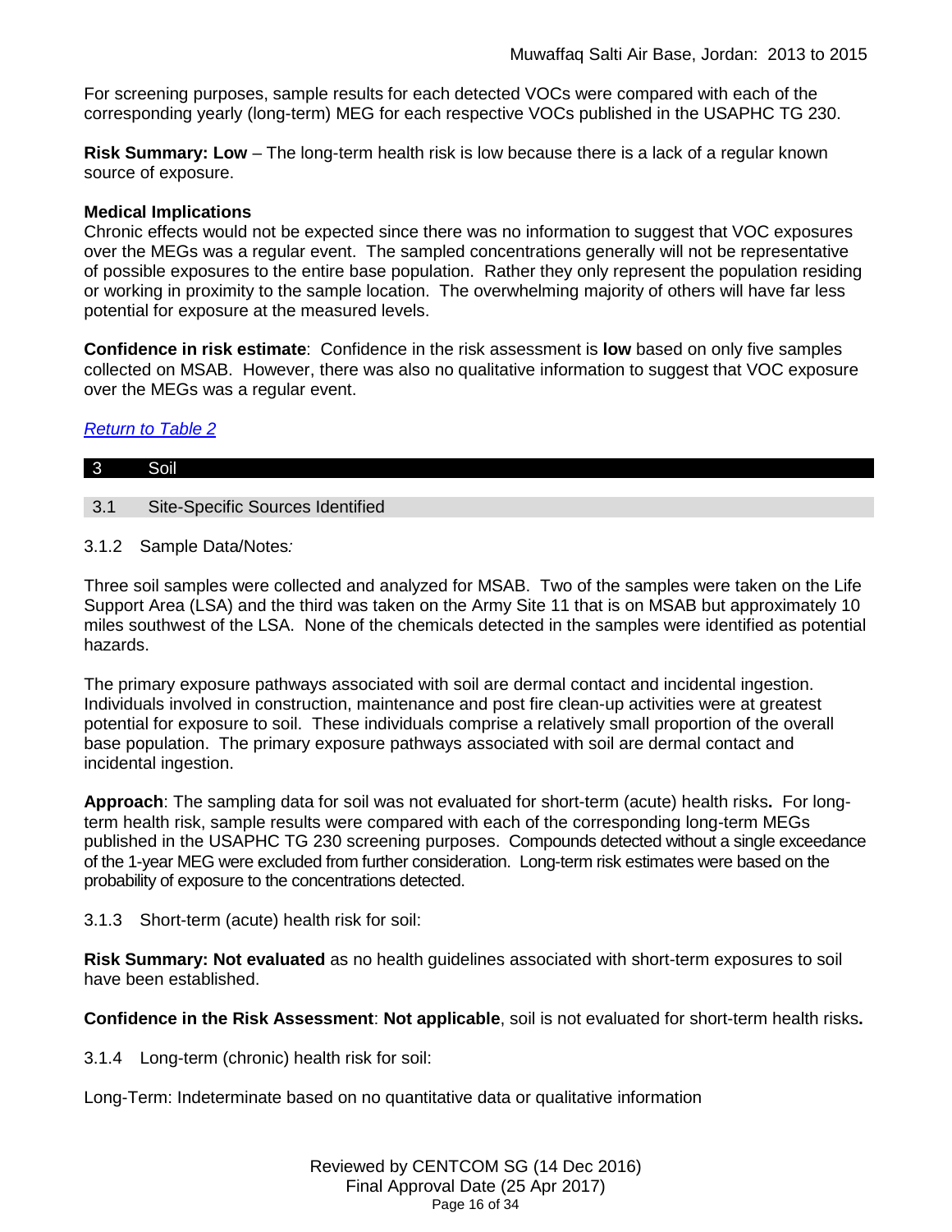For screening purposes, sample results for each detected VOCs were compared with each of the corresponding yearly (long-term) MEG for each respective VOCs published in the USAPHC TG 230.

**Risk Summary: Low** – The long-term health risk is low because there is a lack of a regular known source of exposure.

**Medical Implications**
Chronic effects would not be expected since there was no information to suggest that VOC exposures over the MEGs was a regular event. The sampled concentrations generally will not be representative of possible exposures to the entire base population. Rather they only represent the population residing or working in proximity to the sample location. The overwhelming majority of others will have far less potential for exposure at the measured levels.

**Confidence in risk estimate**: Confidence in the risk assessment is **low** based on only five samples collected on MSAB. However, there was also no qualitative information to suggest that VOC exposure over the MEGs was a regular event.

*Return to Table 2*

## 3 Soil

### 3.1 Site-Specific Sources Identified

3.1.2 Sample Data/Notes*:*

Three soil samples were collected and analyzed for MSAB. Two of the samples were taken on the Life Support Area (LSA) and the third was taken on the Army Site 11 that is on MSAB but approximately 10 miles southwest of the LSA. None of the chemicals detected in the samples were identified as potential hazards.

The primary exposure pathways associated with soil are dermal contact and incidental ingestion. Individuals involved in construction, maintenance and post fire clean-up activities were at greatest potential for exposure to soil. These individuals comprise a relatively small proportion of the overall base population. The primary exposure pathways associated with soil are dermal contact and incidental ingestion.

**Approach**: The sampling data for soil was not evaluated for short-term (acute) health risks**.** For long-term health risk, sample results were compared with each of the corresponding long-term MEGs published in the USAPHC TG 230 screening purposes. Compounds detected without a single exceedance of the 1-year MEG were excluded from further consideration. Long-term risk estimates were based on the probability of exposure to the concentrations detected.

3.1.3 Short-term (acute) health risk for soil:

**Risk Summary: Not evaluated** as no health guidelines associated with short-term exposures to soil have been established.

**Confidence in the Risk Assessment**: **Not applicable**, soil is not evaluated for short-term health risks**.**

3.1.4 Long-term (chronic) health risk for soil:

Long-Term: Indeterminate based on no quantitative data or qualitative information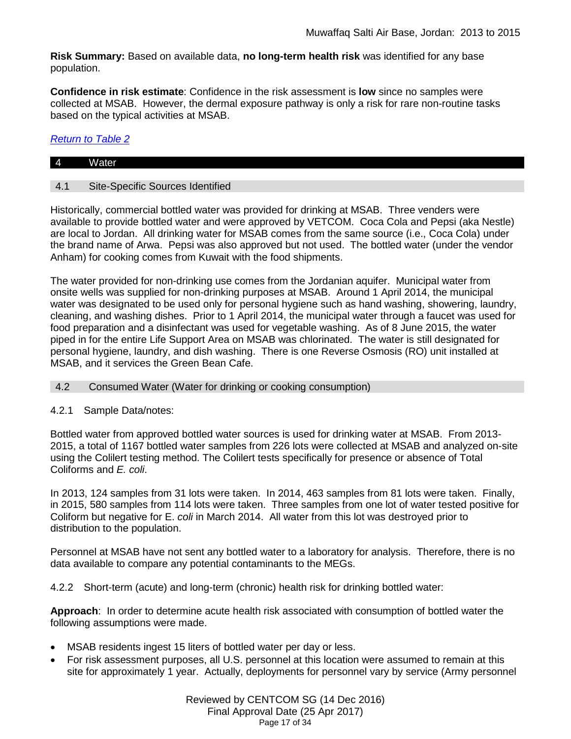**Risk Summary:** Based on available data, **no long-term health risk** was identified for any base population.

**Confidence in risk estimate**: Confidence in the risk assessment is **low** since no samples were collected at MSAB. However, the dermal exposure pathway is only a risk for rare non-routine tasks based on the typical activities at MSAB.

*Return to Table 2*

# 4 Water

## 4.1 Site-Specific Sources Identified

Historically, commercial bottled water was provided for drinking at MSAB. Three venders were available to provide bottled water and were approved by VETCOM. Coca Cola and Pepsi (aka Nestle) are local to Jordan. All drinking water for MSAB comes from the same source (i.e., Coca Cola) under the brand name of Arwa. Pepsi was also approved but not used. The bottled water (under the vendor Anham) for cooking comes from Kuwait with the food shipments.

The water provided for non-drinking use comes from the Jordanian aquifer. Municipal water from onsite wells was supplied for non-drinking purposes at MSAB. Around 1 April 2014, the municipal water was designated to be used only for personal hygiene such as hand washing, showering, laundry, cleaning, and washing dishes. Prior to 1 April 2014, the municipal water through a faucet was used for food preparation and a disinfectant was used for vegetable washing. As of 8 June 2015, the water piped in for the entire Life Support Area on MSAB was chlorinated. The water is still designated for personal hygiene, laundry, and dish washing. There is one Reverse Osmosis (RO) unit installed at MSAB, and it services the Green Bean Cafe.

## 4.2 Consumed Water (Water for drinking or cooking consumption)

### 4.2.1 Sample Data/notes:

Bottled water from approved bottled water sources is used for drinking water at MSAB. From 2013-2015, a total of 1167 bottled water samples from 226 lots were collected at MSAB and analyzed on-site using the Colilert testing method. The Colilert tests specifically for presence or absence of Total Coliforms and *E. coli*.

In 2013, 124 samples from 31 lots were taken. In 2014, 463 samples from 81 lots were taken. Finally, in 2015, 580 samples from 114 lots were taken. Three samples from one lot of water tested positive for Coliform but negative for E. *coli* in March 2014. All water from this lot was destroyed prior to distribution to the population.

Personnel at MSAB have not sent any bottled water to a laboratory for analysis. Therefore, there is no data available to compare any potential contaminants to the MEGs.

### 4.2.2 Short-term (acute) and long-term (chronic) health risk for drinking bottled water:

**Approach**: In order to determine acute health risk associated with consumption of bottled water the following assumptions were made.

- MSAB residents ingest 15 liters of bottled water per day or less.
- For risk assessment purposes, all U.S. personnel at this location were assumed to remain at this site for approximately 1 year. Actually, deployments for personnel vary by service (Army personnel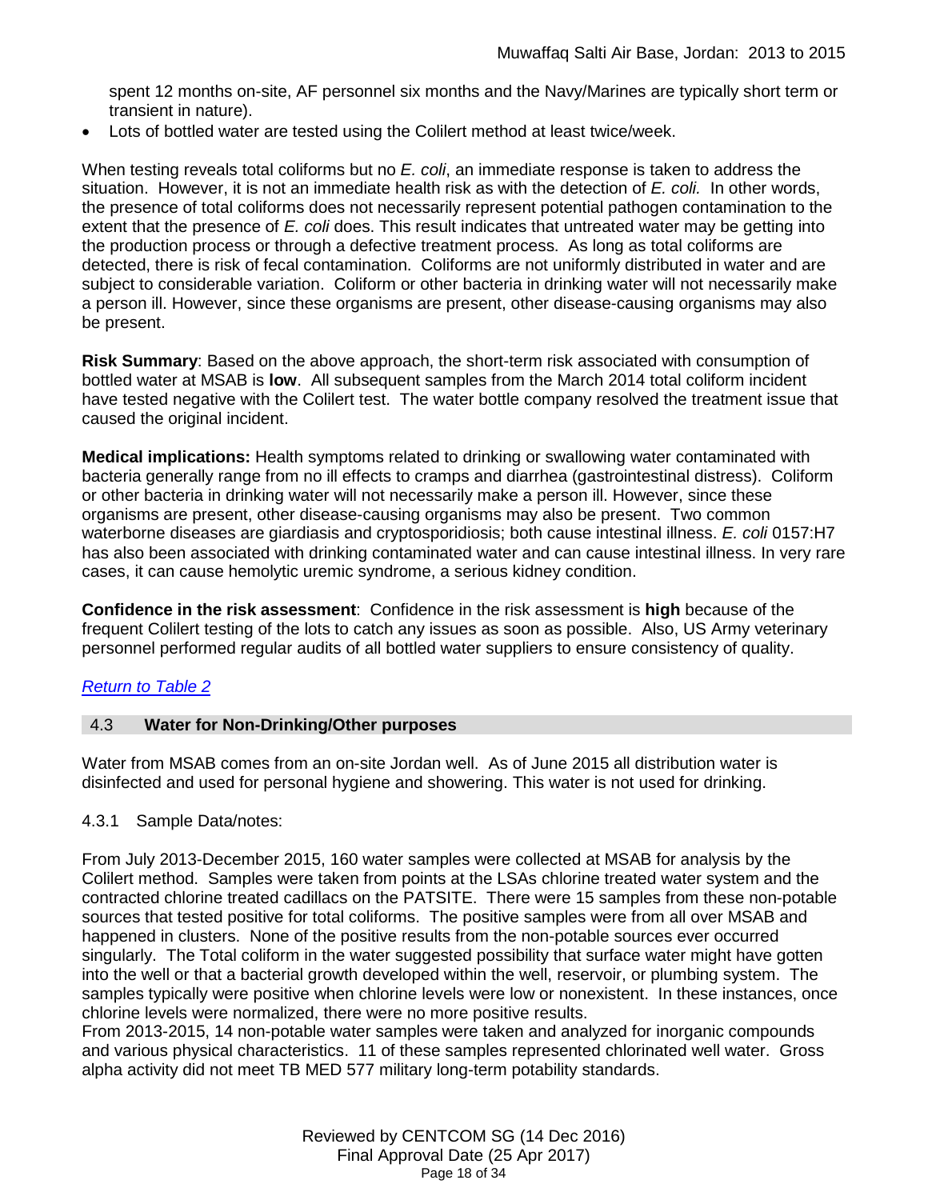spent 12 months on-site, AF personnel six months and the Navy/Marines are typically short term or transient in nature).

- Lots of bottled water are tested using the Colilert method at least twice/week.

When testing reveals total coliforms but no *E. coli*, an immediate response is taken to address the situation. However, it is not an immediate health risk as with the detection of *E. coli.* In other words, the presence of total coliforms does not necessarily represent potential pathogen contamination to the extent that the presence of *E. coli* does. This result indicates that untreated water may be getting into the production process or through a defective treatment process. As long as total coliforms are detected, there is risk of fecal contamination. Coliforms are not uniformly distributed in water and are subject to considerable variation. Coliform or other bacteria in drinking water will not necessarily make a person ill. However, since these organisms are present, other disease-causing organisms may also be present.

**Risk Summary**: Based on the above approach, the short-term risk associated with consumption of bottled water at MSAB is **low**. All subsequent samples from the March 2014 total coliform incident have tested negative with the Colilert test. The water bottle company resolved the treatment issue that caused the original incident.

**Medical implications:** Health symptoms related to drinking or swallowing water contaminated with bacteria generally range from no ill effects to cramps and diarrhea (gastrointestinal distress). Coliform or other bacteria in drinking water will not necessarily make a person ill. However, since these organisms are present, other disease-causing organisms may also be present. Two common waterborne diseases are giardiasis and cryptosporidiosis; both cause intestinal illness. *E. coli* 0157:H7 has also been associated with drinking contaminated water and can cause intestinal illness. In very rare cases, it can cause hemolytic uremic syndrome, a serious kidney condition.

**Confidence in the risk assessment**: Confidence in the risk assessment is **high** because of the frequent Colilert testing of the lots to catch any issues as soon as possible. Also, US Army veterinary personnel performed regular audits of all bottled water suppliers to ensure consistency of quality.

*Return to Table 2*

### 4.3 Water for Non-Drinking/Other purposes

Water from MSAB comes from an on-site Jordan well. As of June 2015 all distribution water is disinfected and used for personal hygiene and showering. This water is not used for drinking.

4.3.1 Sample Data/notes:

From July 2013-December 2015, 160 water samples were collected at MSAB for analysis by the Colilert method. Samples were taken from points at the LSAs chlorine treated water system and the contracted chlorine treated cadillacs on the PATSITE. There were 15 samples from these non-potable sources that tested positive for total coliforms. The positive samples were from all over MSAB and happened in clusters. None of the positive results from the non-potable sources ever occurred singularly. The Total coliform in the water suggested possibility that surface water might have gotten into the well or that a bacterial growth developed within the well, reservoir, or plumbing system. The samples typically were positive when chlorine levels were low or nonexistent. In these instances, once chlorine levels were normalized, there were no more positive results.

From 2013-2015, 14 non-potable water samples were taken and analyzed for inorganic compounds and various physical characteristics. 11 of these samples represented chlorinated well water. Gross alpha activity did not meet TB MED 577 military long-term potability standards.

Reviewed by CENTCOM SG (14 Dec 2016)
Final Approval Date (25 Apr 2017)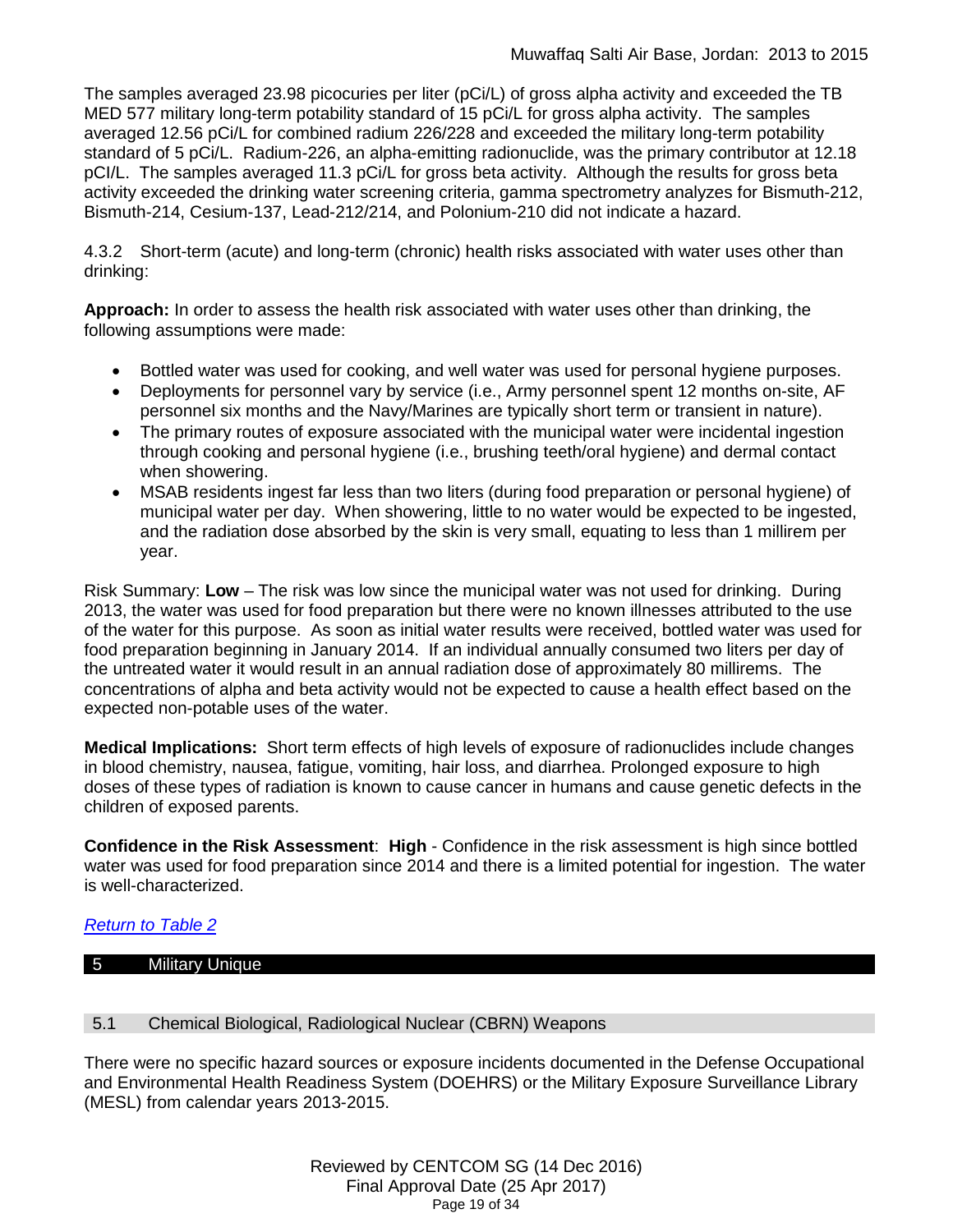The samples averaged 23.98 picocuries per liter (pCi/L) of gross alpha activity and exceeded the TB MED 577 military long-term potability standard of 15 pCi/L for gross alpha activity. The samples averaged 12.56 pCi/L for combined radium 226/228 and exceeded the military long-term potability standard of 5 pCi/L. Radium-226, an alpha-emitting radionuclide, was the primary contributor at 12.18 pCI/L. The samples averaged 11.3 pCi/L for gross beta activity. Although the results for gross beta activity exceeded the drinking water screening criteria, gamma spectrometry analyzes for Bismuth-212, Bismuth-214, Cesium-137, Lead-212/214, and Polonium-210 did not indicate a hazard.

4.3.2 Short-term (acute) and long-term (chronic) health risks associated with water uses other than drinking:

**Approach:** In order to assess the health risk associated with water uses other than drinking, the following assumptions were made:

- Bottled water was used for cooking, and well water was used for personal hygiene purposes.
- Deployments for personnel vary by service (i.e., Army personnel spent 12 months on-site, AF personnel six months and the Navy/Marines are typically short term or transient in nature).
- The primary routes of exposure associated with the municipal water were incidental ingestion through cooking and personal hygiene (i.e., brushing teeth/oral hygiene) and dermal contact when showering.
- MSAB residents ingest far less than two liters (during food preparation or personal hygiene) of municipal water per day. When showering, little to no water would be expected to be ingested, and the radiation dose absorbed by the skin is very small, equating to less than 1 millirem per year.

Risk Summary: **Low** – The risk was low since the municipal water was not used for drinking. During 2013, the water was used for food preparation but there were no known illnesses attributed to the use of the water for this purpose. As soon as initial water results were received, bottled water was used for food preparation beginning in January 2014. If an individual annually consumed two liters per day of the untreated water it would result in an annual radiation dose of approximately 80 millirems. The concentrations of alpha and beta activity would not be expected to cause a health effect based on the expected non-potable uses of the water.

**Medical Implications:** Short term effects of high levels of exposure of radionuclides include changes in blood chemistry, nausea, fatigue, vomiting, hair loss, and diarrhea. Prolonged exposure to high doses of these types of radiation is known to cause cancer in humans and cause genetic defects in the children of exposed parents.

**Confidence in the Risk Assessment**: **High** - Confidence in the risk assessment is high since bottled water was used for food preparation since 2014 and there is a limited potential for ingestion. The water is well-characterized.

*Return to Table 2*

# 5 Military Unique

## 5.1 Chemical Biological, Radiological Nuclear (CBRN) Weapons

There were no specific hazard sources or exposure incidents documented in the Defense Occupational and Environmental Health Readiness System (DOEHRS) or the Military Exposure Surveillance Library (MESL) from calendar years 2013-2015.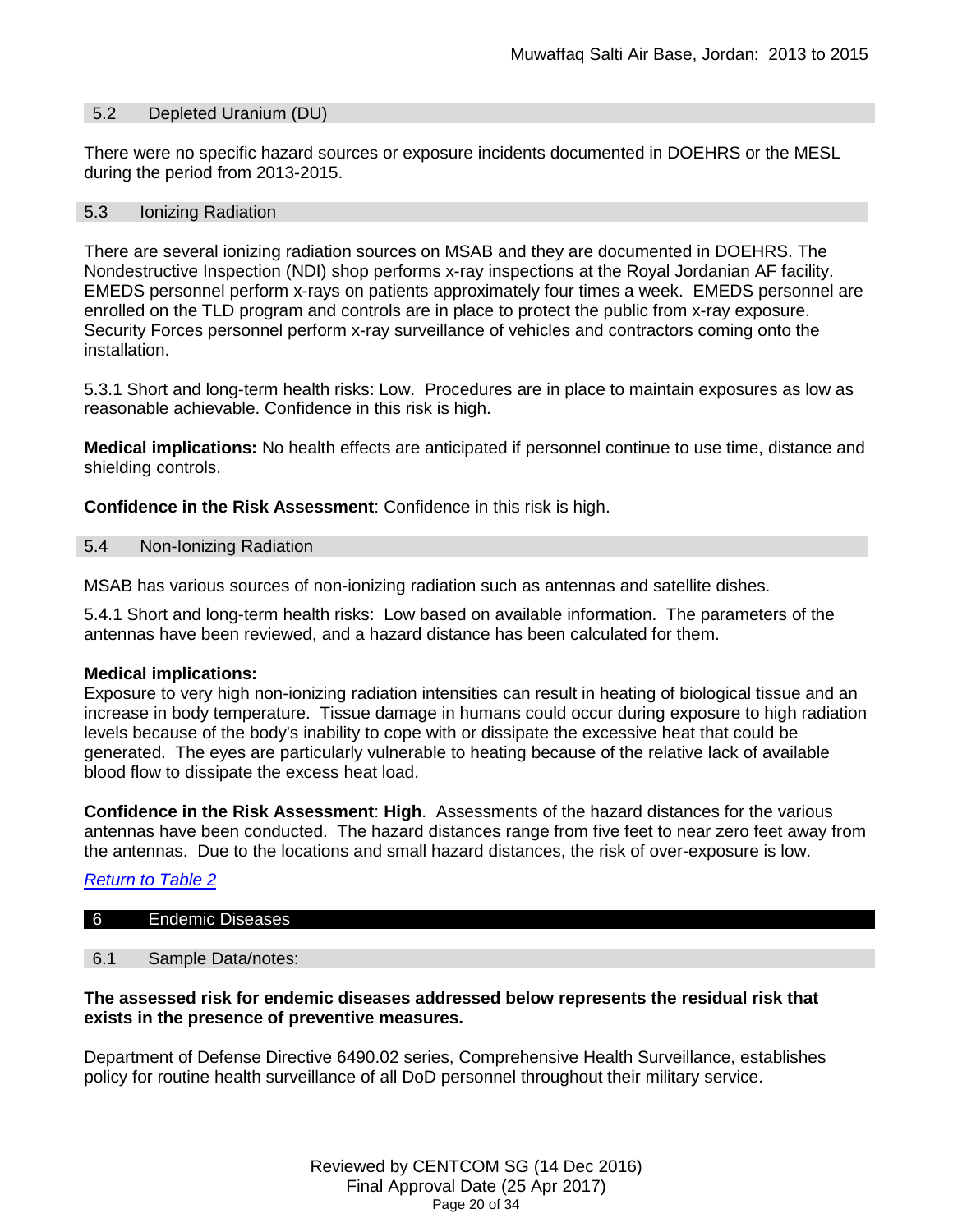### 5.2 Depleted Uranium (DU)

There were no specific hazard sources or exposure incidents documented in DOEHRS or the MESL during the period from 2013-2015.

### 5.3 Ionizing Radiation

There are several ionizing radiation sources on MSAB and they are documented in DOEHRS. The Nondestructive Inspection (NDI) shop performs x-ray inspections at the Royal Jordanian AF facility. EMEDS personnel perform x-rays on patients approximately four times a week. EMEDS personnel are enrolled on the TLD program and controls are in place to protect the public from x-ray exposure. Security Forces personnel perform x-ray surveillance of vehicles and contractors coming onto the installation.

5.3.1 Short and long-term health risks: Low. Procedures are in place to maintain exposures as low as reasonable achievable. Confidence in this risk is high.

**Medical implications:** No health effects are anticipated if personnel continue to use time, distance and shielding controls.

**Confidence in the Risk Assessment**: Confidence in this risk is high.

### 5.4 Non-Ionizing Radiation

MSAB has various sources of non-ionizing radiation such as antennas and satellite dishes.

5.4.1 Short and long-term health risks: Low based on available information. The parameters of the antennas have been reviewed, and a hazard distance has been calculated for them.

**Medical implications:**
Exposure to very high non-ionizing radiation intensities can result in heating of biological tissue and an increase in body temperature. Tissue damage in humans could occur during exposure to high radiation levels because of the body's inability to cope with or dissipate the excessive heat that could be generated. The eyes are particularly vulnerable to heating because of the relative lack of available blood flow to dissipate the excess heat load.

**Confidence in the Risk Assessment**: **High**. Assessments of the hazard distances for the various antennas have been conducted. The hazard distances range from five feet to near zero feet away from the antennas. Due to the locations and small hazard distances, the risk of over-exposure is low.

*Return to Table 2*

## 6 Endemic Diseases

### 6.1 Sample Data/notes:

**The assessed risk for endemic diseases addressed below represents the residual risk that exists in the presence of preventive measures.**

Department of Defense Directive 6490.02 series, Comprehensive Health Surveillance, establishes policy for routine health surveillance of all DoD personnel throughout their military service.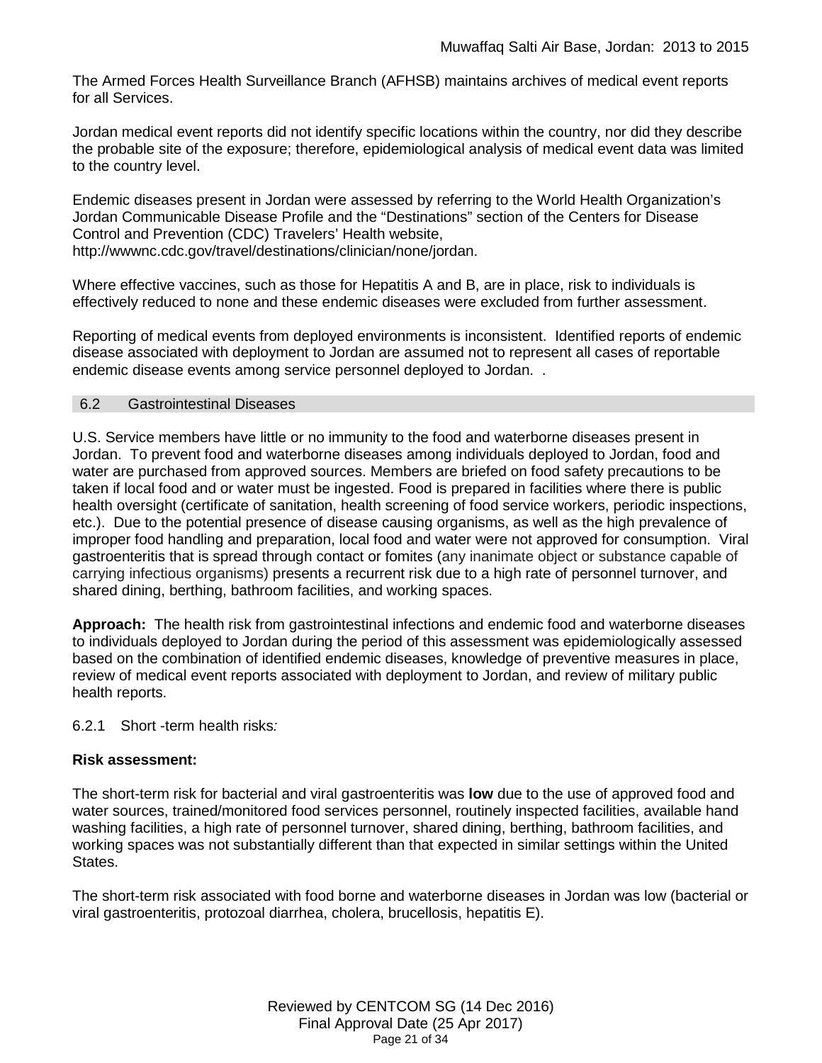The Armed Forces Health Surveillance Branch (AFHSB) maintains archives of medical event reports for all Services.

Jordan medical event reports did not identify specific locations within the country, nor did they describe the probable site of the exposure; therefore, epidemiological analysis of medical event data was limited to the country level.

Endemic diseases present in Jordan were assessed by referring to the World Health Organization's Jordan Communicable Disease Profile and the "Destinations" section of the Centers for Disease Control and Prevention (CDC) Travelers' Health website, http://wwwnc.cdc.gov/travel/destinations/clinician/none/jordan.

Where effective vaccines, such as those for Hepatitis A and B, are in place, risk to individuals is effectively reduced to none and these endemic diseases were excluded from further assessment.

Reporting of medical events from deployed environments is inconsistent. Identified reports of endemic disease associated with deployment to Jordan are assumed not to represent all cases of reportable endemic disease events among service personnel deployed to Jordan. .

## 6.2 Gastrointestinal Diseases

U.S. Service members have little or no immunity to the food and waterborne diseases present in Jordan. To prevent food and waterborne diseases among individuals deployed to Jordan, food and water are purchased from approved sources. Members are briefed on food safety precautions to be taken if local food and or water must be ingested. Food is prepared in facilities where there is public health oversight (certificate of sanitation, health screening of food service workers, periodic inspections, etc.). Due to the potential presence of disease causing organisms, as well as the high prevalence of improper food handling and preparation, local food and water were not approved for consumption. Viral gastroenteritis that is spread through contact or fomites (any inanimate object or substance capable of carrying infectious organisms) presents a recurrent risk due to a high rate of personnel turnover, and shared dining, berthing, bathroom facilities, and working spaces.

**Approach:** The health risk from gastrointestinal infections and endemic food and waterborne diseases to individuals deployed to Jordan during the period of this assessment was epidemiologically assessed based on the combination of identified endemic diseases, knowledge of preventive measures in place, review of medical event reports associated with deployment to Jordan, and review of military public health reports.

6.2.1 Short -term health risks*:*

**Risk assessment:**

The short-term risk for bacterial and viral gastroenteritis was **low** due to the use of approved food and water sources, trained/monitored food services personnel, routinely inspected facilities, available hand washing facilities, a high rate of personnel turnover, shared dining, berthing, bathroom facilities, and working spaces was not substantially different than that expected in similar settings within the United States.

The short-term risk associated with food borne and waterborne diseases in Jordan was low (bacterial or viral gastroenteritis, protozoal diarrhea, cholera, brucellosis, hepatitis E).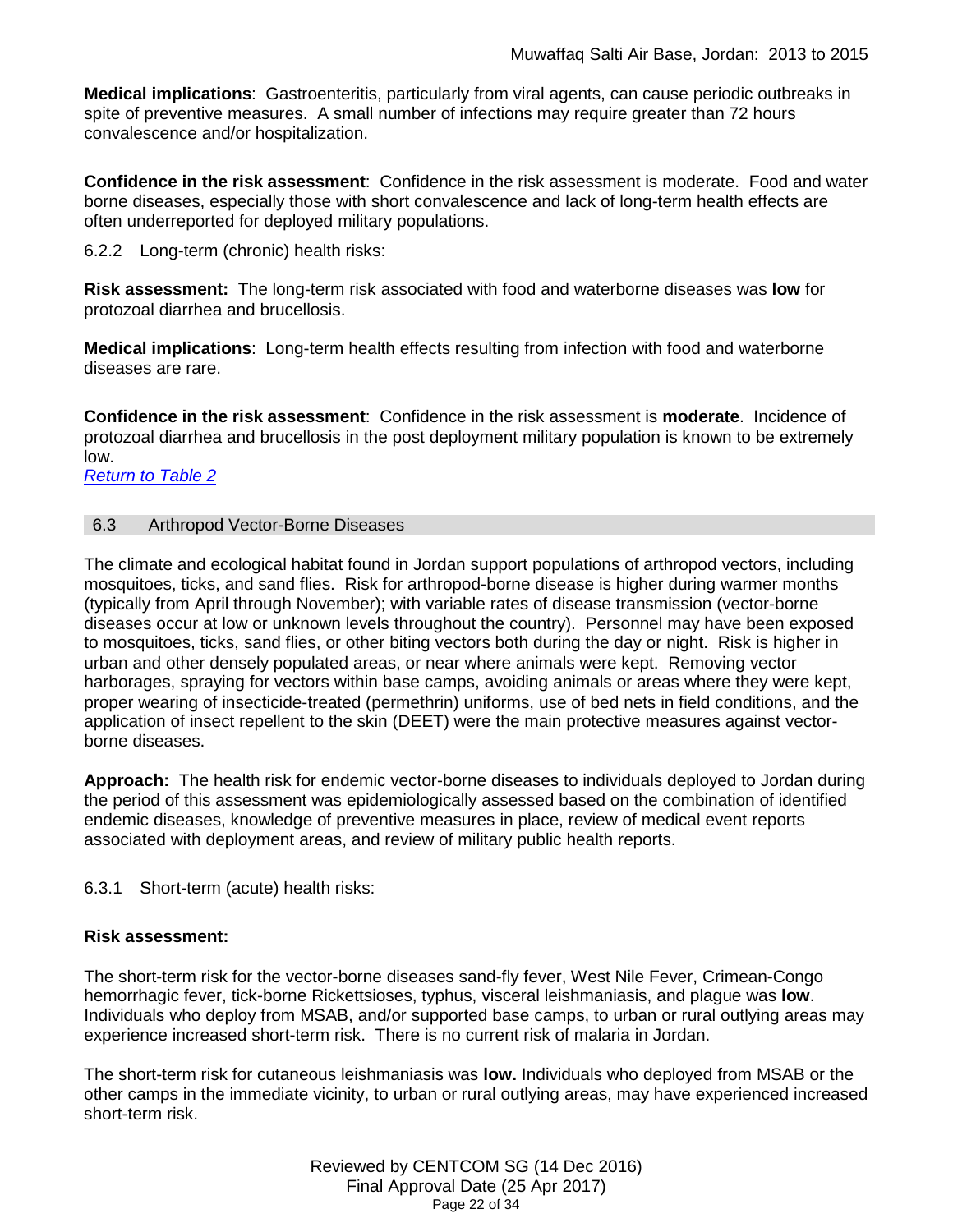**Medical implications**: Gastroenteritis, particularly from viral agents, can cause periodic outbreaks in spite of preventive measures. A small number of infections may require greater than 72 hours convalescence and/or hospitalization.

**Confidence in the risk assessment**: Confidence in the risk assessment is moderate. Food and water borne diseases, especially those with short convalescence and lack of long-term health effects are often underreported for deployed military populations.

6.2.2 Long-term (chronic) health risks:

**Risk assessment:** The long-term risk associated with food and waterborne diseases was **low** for protozoal diarrhea and brucellosis.

**Medical implications**: Long-term health effects resulting from infection with food and waterborne diseases are rare.

**Confidence in the risk assessment**: Confidence in the risk assessment is **moderate**. Incidence of protozoal diarrhea and brucellosis in the post deployment military population is known to be extremely low.

*Return to Table 2*

## 6.3 Arthropod Vector-Borne Diseases

The climate and ecological habitat found in Jordan support populations of arthropod vectors, including mosquitoes, ticks, and sand flies. Risk for arthropod-borne disease is higher during warmer months (typically from April through November); with variable rates of disease transmission (vector-borne diseases occur at low or unknown levels throughout the country). Personnel may have been exposed to mosquitoes, ticks, sand flies, or other biting vectors both during the day or night. Risk is higher in urban and other densely populated areas, or near where animals were kept. Removing vector harborages, spraying for vectors within base camps, avoiding animals or areas where they were kept, proper wearing of insecticide-treated (permethrin) uniforms, use of bed nets in field conditions, and the application of insect repellent to the skin (DEET) were the main protective measures against vector-borne diseases.

**Approach:** The health risk for endemic vector-borne diseases to individuals deployed to Jordan during the period of this assessment was epidemiologically assessed based on the combination of identified endemic diseases, knowledge of preventive measures in place, review of medical event reports associated with deployment areas, and review of military public health reports.

6.3.1 Short-term (acute) health risks:

**Risk assessment:**

The short-term risk for the vector-borne diseases sand-fly fever, West Nile Fever, Crimean-Congo hemorrhagic fever, tick-borne Rickettsioses, typhus, visceral leishmaniasis, and plague was **low**. Individuals who deploy from MSAB, and/or supported base camps, to urban or rural outlying areas may experience increased short-term risk. There is no current risk of malaria in Jordan.

The short-term risk for cutaneous leishmaniasis was **low.** Individuals who deployed from MSAB or the other camps in the immediate vicinity, to urban or rural outlying areas, may have experienced increased short-term risk.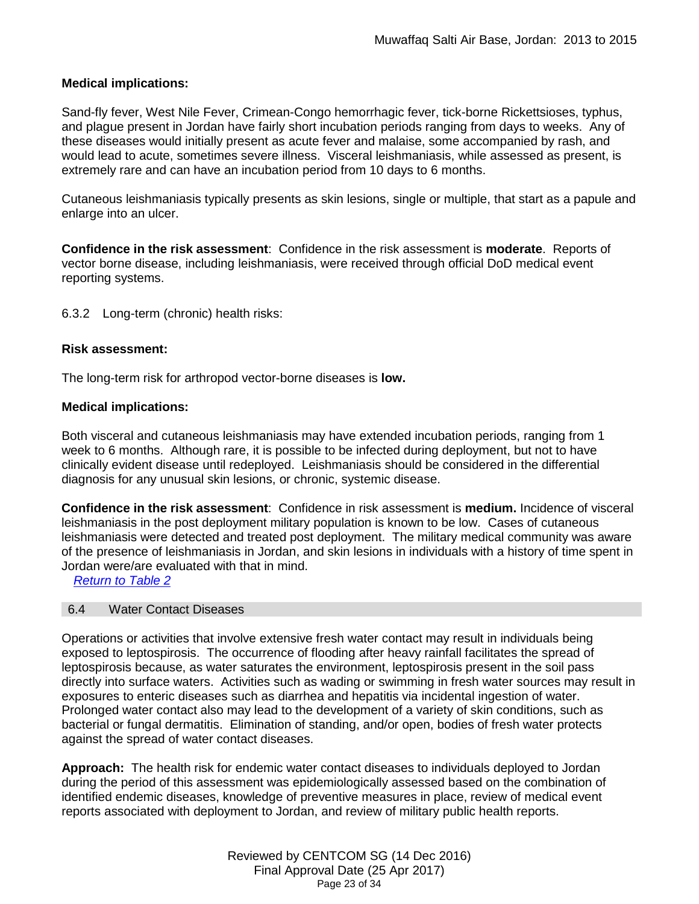**Medical implications:**

Sand-fly fever, West Nile Fever, Crimean-Congo hemorrhagic fever, tick-borne Rickettsioses, typhus, and plague present in Jordan have fairly short incubation periods ranging from days to weeks. Any of these diseases would initially present as acute fever and malaise, some accompanied by rash, and would lead to acute, sometimes severe illness. Visceral leishmaniasis, while assessed as present, is extremely rare and can have an incubation period from 10 days to 6 months.

Cutaneous leishmaniasis typically presents as skin lesions, single or multiple, that start as a papule and enlarge into an ulcer.

**Confidence in the risk assessment**: Confidence in the risk assessment is **moderate**. Reports of vector borne disease, including leishmaniasis, were received through official DoD medical event reporting systems.

6.3.2 Long-term (chronic) health risks:

**Risk assessment:**

The long-term risk for arthropod vector-borne diseases is **low.**

**Medical implications:**

Both visceral and cutaneous leishmaniasis may have extended incubation periods, ranging from 1 week to 6 months. Although rare, it is possible to be infected during deployment, but not to have clinically evident disease until redeployed. Leishmaniasis should be considered in the differential diagnosis for any unusual skin lesions, or chronic, systemic disease.

**Confidence in the risk assessment**: Confidence in risk assessment is **medium.** Incidence of visceral leishmaniasis in the post deployment military population is known to be low. Cases of cutaneous leishmaniasis were detected and treated post deployment. The military medical community was aware of the presence of leishmaniasis in Jordan, and skin lesions in individuals with a history of time spent in Jordan were/are evaluated with that in mind.

*Return to Table 2*

## 6.4 Water Contact Diseases

Operations or activities that involve extensive fresh water contact may result in individuals being exposed to leptospirosis. The occurrence of flooding after heavy rainfall facilitates the spread of leptospirosis because, as water saturates the environment, leptospirosis present in the soil pass directly into surface waters. Activities such as wading or swimming in fresh water sources may result in exposures to enteric diseases such as diarrhea and hepatitis via incidental ingestion of water. Prolonged water contact also may lead to the development of a variety of skin conditions, such as bacterial or fungal dermatitis. Elimination of standing, and/or open, bodies of fresh water protects against the spread of water contact diseases.

**Approach:** The health risk for endemic water contact diseases to individuals deployed to Jordan during the period of this assessment was epidemiologically assessed based on the combination of identified endemic diseases, knowledge of preventive measures in place, review of medical event reports associated with deployment to Jordan, and review of military public health reports.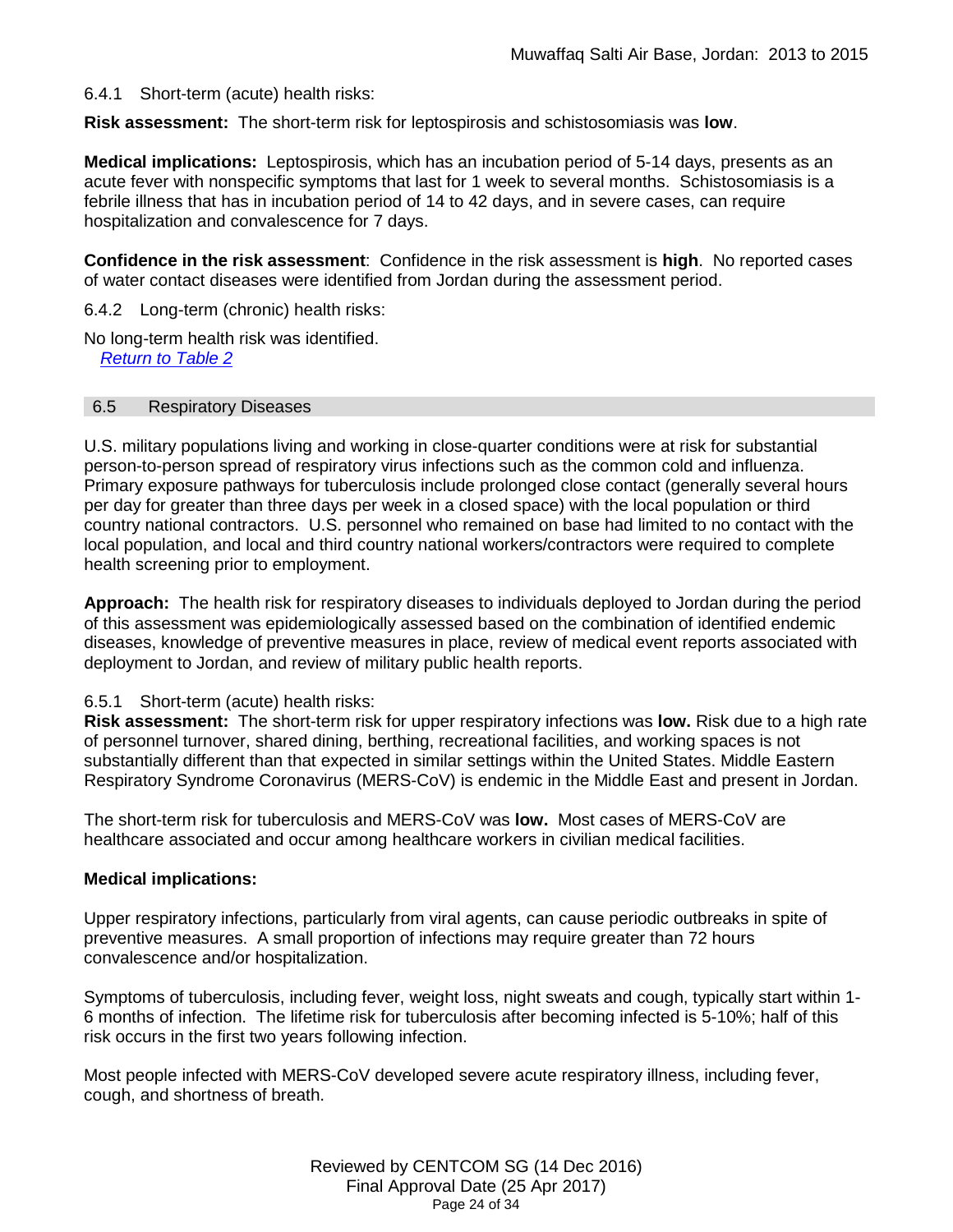6.4.1 Short-term (acute) health risks:

**Risk assessment:** The short-term risk for leptospirosis and schistosomiasis was **low**.

**Medical implications:** Leptospirosis, which has an incubation period of 5-14 days, presents as an acute fever with nonspecific symptoms that last for 1 week to several months. Schistosomiasis is a febrile illness that has in incubation period of 14 to 42 days, and in severe cases, can require hospitalization and convalescence for 7 days.

**Confidence in the risk assessment**: Confidence in the risk assessment is **high**. No reported cases of water contact diseases were identified from Jordan during the assessment period.

6.4.2 Long-term (chronic) health risks:

No long-term health risk was identified.

*Return to Table 2*

## 6.5 Respiratory Diseases

U.S. military populations living and working in close-quarter conditions were at risk for substantial person-to-person spread of respiratory virus infections such as the common cold and influenza. Primary exposure pathways for tuberculosis include prolonged close contact (generally several hours per day for greater than three days per week in a closed space) with the local population or third country national contractors. U.S. personnel who remained on base had limited to no contact with the local population, and local and third country national workers/contractors were required to complete health screening prior to employment.

**Approach:** The health risk for respiratory diseases to individuals deployed to Jordan during the period of this assessment was epidemiologically assessed based on the combination of identified endemic diseases, knowledge of preventive measures in place, review of medical event reports associated with deployment to Jordan, and review of military public health reports.

6.5.1 Short-term (acute) health risks:

**Risk assessment:** The short-term risk for upper respiratory infections was **low.** Risk due to a high rate of personnel turnover, shared dining, berthing, recreational facilities, and working spaces is not substantially different than that expected in similar settings within the United States. Middle Eastern Respiratory Syndrome Coronavirus (MERS-CoV) is endemic in the Middle East and present in Jordan.

The short-term risk for tuberculosis and MERS-CoV was **low.** Most cases of MERS-CoV are healthcare associated and occur among healthcare workers in civilian medical facilities.

**Medical implications:**

Upper respiratory infections, particularly from viral agents, can cause periodic outbreaks in spite of preventive measures. A small proportion of infections may require greater than 72 hours convalescence and/or hospitalization.

Symptoms of tuberculosis, including fever, weight loss, night sweats and cough, typically start within 1-6 months of infection. The lifetime risk for tuberculosis after becoming infected is 5-10%; half of this risk occurs in the first two years following infection.

Most people infected with MERS-CoV developed severe acute respiratory illness, including fever, cough, and shortness of breath.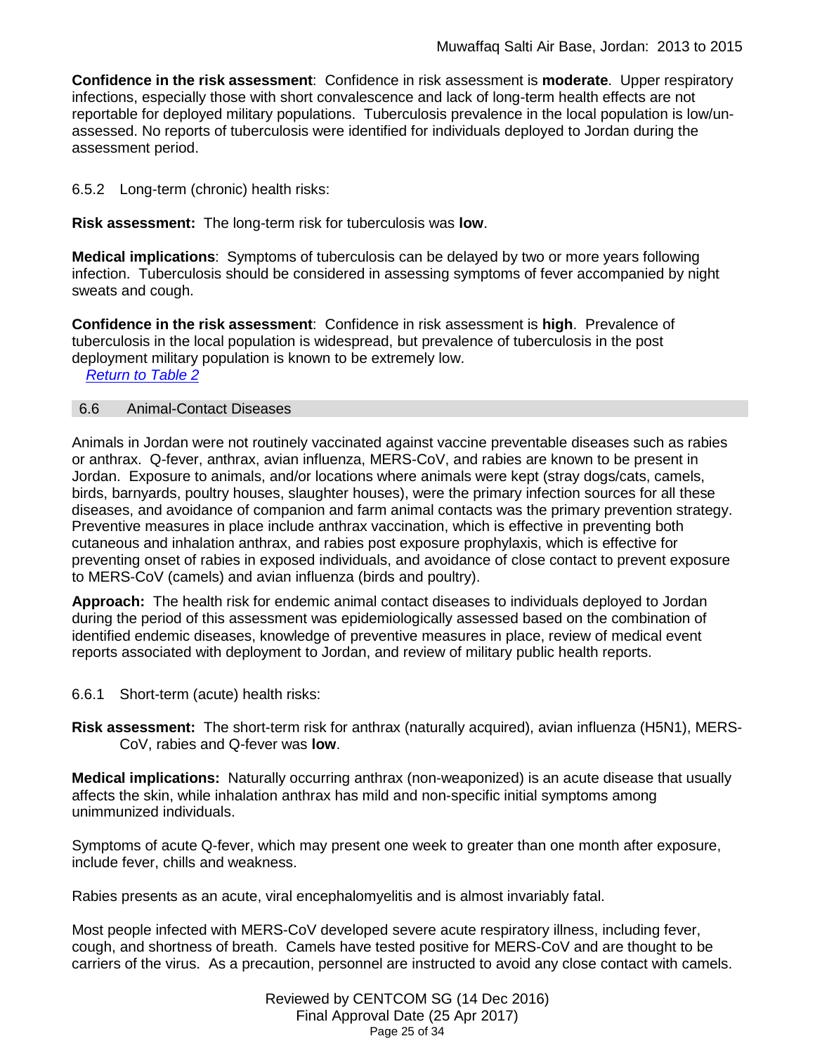**Confidence in the risk assessment**: Confidence in risk assessment is **moderate**. Upper respiratory infections, especially those with short convalescence and lack of long-term health effects are not reportable for deployed military populations. Tuberculosis prevalence in the local population is low/un-assessed. No reports of tuberculosis were identified for individuals deployed to Jordan during the assessment period.

6.5.2 Long-term (chronic) health risks:

**Risk assessment:** The long-term risk for tuberculosis was **low**.

**Medical implications**: Symptoms of tuberculosis can be delayed by two or more years following infection. Tuberculosis should be considered in assessing symptoms of fever accompanied by night sweats and cough.

**Confidence in the risk assessment**: Confidence in risk assessment is **high**. Prevalence of tuberculosis in the local population is widespread, but prevalence of tuberculosis in the post deployment military population is known to be extremely low.

*Return to Table 2*

## 6.6 Animal-Contact Diseases

Animals in Jordan were not routinely vaccinated against vaccine preventable diseases such as rabies or anthrax. Q-fever, anthrax, avian influenza, MERS-CoV, and rabies are known to be present in Jordan. Exposure to animals, and/or locations where animals were kept (stray dogs/cats, camels, birds, barnyards, poultry houses, slaughter houses), were the primary infection sources for all these diseases, and avoidance of companion and farm animal contacts was the primary prevention strategy. Preventive measures in place include anthrax vaccination, which is effective in preventing both cutaneous and inhalation anthrax, and rabies post exposure prophylaxis, which is effective for preventing onset of rabies in exposed individuals, and avoidance of close contact to prevent exposure to MERS-CoV (camels) and avian influenza (birds and poultry).

**Approach:** The health risk for endemic animal contact diseases to individuals deployed to Jordan during the period of this assessment was epidemiologically assessed based on the combination of identified endemic diseases, knowledge of preventive measures in place, review of medical event reports associated with deployment to Jordan, and review of military public health reports.

6.6.1 Short-term (acute) health risks:

**Risk assessment:** The short-term risk for anthrax (naturally acquired), avian influenza (H5N1), MERS-CoV, rabies and Q-fever was **low**.

**Medical implications:** Naturally occurring anthrax (non-weaponized) is an acute disease that usually affects the skin, while inhalation anthrax has mild and non-specific initial symptoms among unimmunized individuals.

Symptoms of acute Q-fever, which may present one week to greater than one month after exposure, include fever, chills and weakness.

Rabies presents as an acute, viral encephalomyelitis and is almost invariably fatal.

Most people infected with MERS-CoV developed severe acute respiratory illness, including fever, cough, and shortness of breath. Camels have tested positive for MERS-CoV and are thought to be carriers of the virus. As a precaution, personnel are instructed to avoid any close contact with camels.

Reviewed by CENTCOM SG (14 Dec 2016)
Final Approval Date (25 Apr 2017)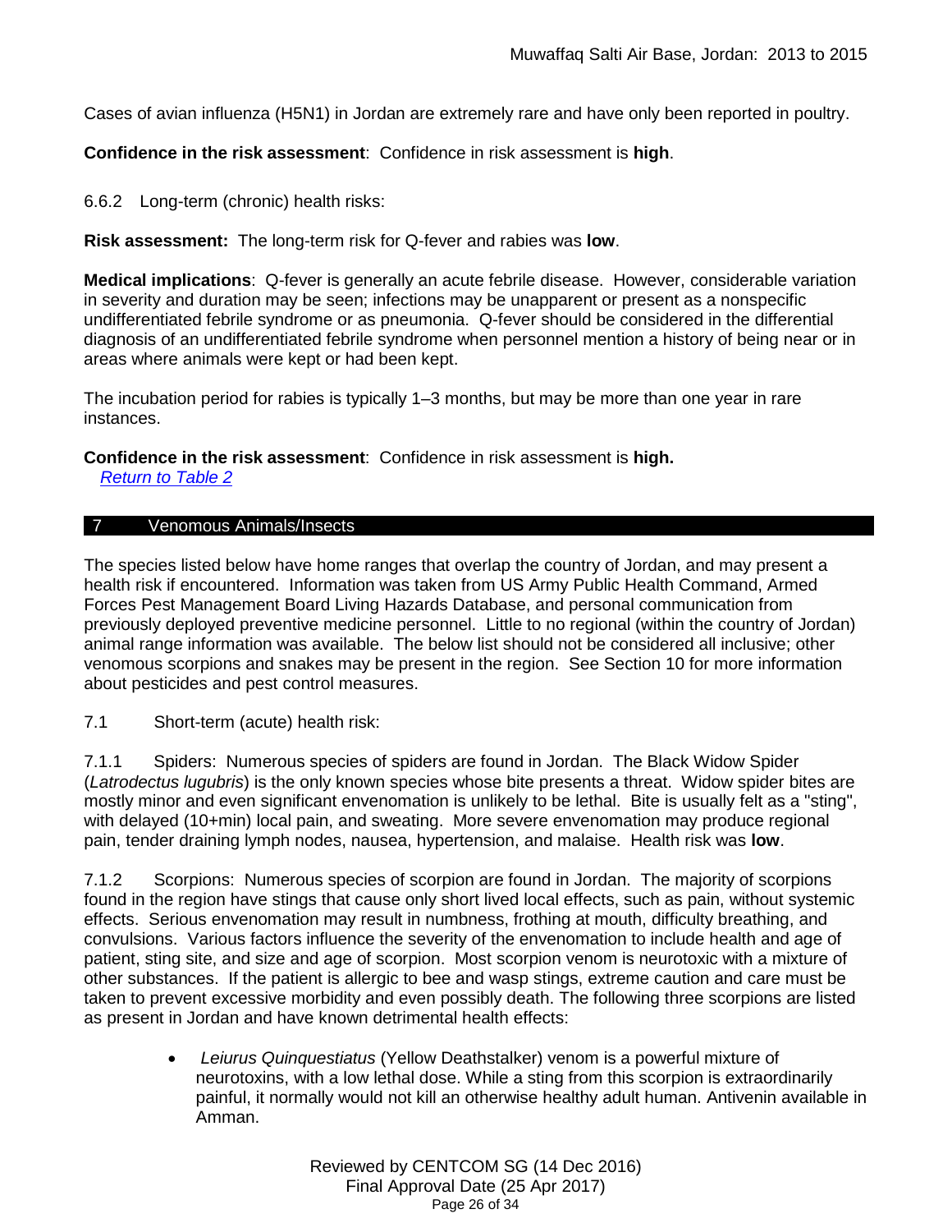Cases of avian influenza (H5N1) in Jordan are extremely rare and have only been reported in poultry.

**Confidence in the risk assessment**: Confidence in risk assessment is **high**.

6.6.2 Long-term (chronic) health risks:

**Risk assessment:** The long-term risk for Q-fever and rabies was **low**.

**Medical implications**: Q-fever is generally an acute febrile disease. However, considerable variation in severity and duration may be seen; infections may be unapparent or present as a nonspecific undifferentiated febrile syndrome or as pneumonia. Q-fever should be considered in the differential diagnosis of an undifferentiated febrile syndrome when personnel mention a history of being near or in areas where animals were kept or had been kept.

The incubation period for rabies is typically 1–3 months, but may be more than one year in rare instances.

**Confidence in the risk assessment**: Confidence in risk assessment is **high.**

*Return to Table 2*

## 7 Venomous Animals/Insects

The species listed below have home ranges that overlap the country of Jordan, and may present a health risk if encountered. Information was taken from US Army Public Health Command, Armed Forces Pest Management Board Living Hazards Database, and personal communication from previously deployed preventive medicine personnel. Little to no regional (within the country of Jordan) animal range information was available. The below list should not be considered all inclusive; other venomous scorpions and snakes may be present in the region. See Section 10 for more information about pesticides and pest control measures.

7.1 Short-term (acute) health risk:

7.1.1 Spiders: Numerous species of spiders are found in Jordan. The Black Widow Spider (*Latrodectus lugubris*) is the only known species whose bite presents a threat. Widow spider bites are mostly minor and even significant envenomation is unlikely to be lethal. Bite is usually felt as a "sting", with delayed (10+min) local pain, and sweating. More severe envenomation may produce regional pain, tender draining lymph nodes, nausea, hypertension, and malaise. Health risk was **low**.

7.1.2 Scorpions: Numerous species of scorpion are found in Jordan. The majority of scorpions found in the region have stings that cause only short lived local effects, such as pain, without systemic effects. Serious envenomation may result in numbness, frothing at mouth, difficulty breathing, and convulsions. Various factors influence the severity of the envenomation to include health and age of patient, sting site, and size and age of scorpion. Most scorpion venom is neurotoxic with a mixture of other substances. If the patient is allergic to bee and wasp stings, extreme caution and care must be taken to prevent excessive morbidity and even possibly death. The following three scorpions are listed as present in Jordan and have known detrimental health effects:

- *Leiurus Quinquestiatus* (Yellow Deathstalker) venom is a powerful mixture of neurotoxins, with a low lethal dose. While a sting from this scorpion is extraordinarily painful, it normally would not kill an otherwise healthy adult human. Antivenin available in Amman.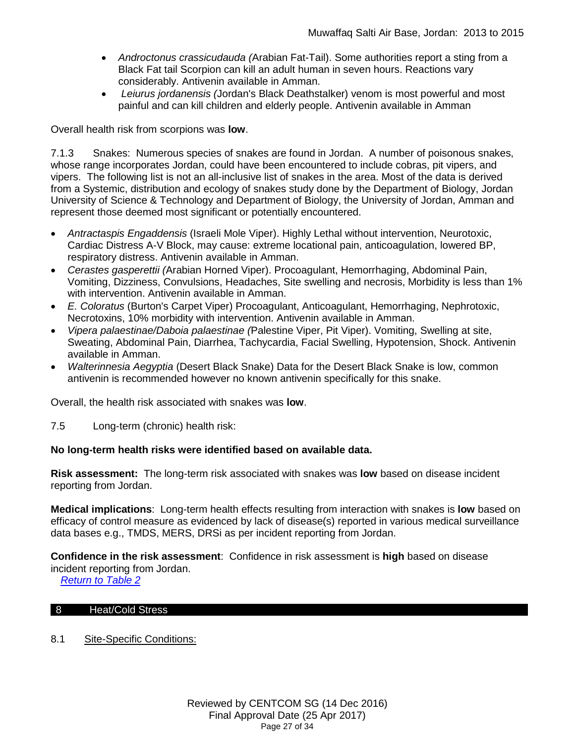- *Androctonus crassicudauda (*Arabian Fat-Tail). Some authorities report a sting from a Black Fat tail Scorpion can kill an adult human in seven hours. Reactions vary considerably. Antivenin available in Amman.
- *Leiurus jordanensis (*Jordan's Black Deathstalker) venom is most powerful and most painful and can kill children and elderly people. Antivenin available in Amman

Overall health risk from scorpions was **low**.

7.1.3 Snakes: Numerous species of snakes are found in Jordan. A number of poisonous snakes, whose range incorporates Jordan, could have been encountered to include cobras, pit vipers, and vipers. The following list is not an all-inclusive list of snakes in the area. Most of the data is derived from a Systemic, distribution and ecology of snakes study done by the Department of Biology, Jordan University of Science & Technology and Department of Biology, the University of Jordan, Amman and represent those deemed most significant or potentially encountered.

- *Antractaspis Engaddensis* (Israeli Mole Viper). Highly Lethal without intervention, Neurotoxic, Cardiac Distress A-V Block, may cause: extreme locational pain, anticoagulation, lowered BP, respiratory distress. Antivenin available in Amman.
- *Cerastes gasperettii (*Arabian Horned Viper). Procoagulant, Hemorrhaging, Abdominal Pain, Vomiting, Dizziness, Convulsions, Headaches, Site swelling and necrosis, Morbidity is less than 1% with intervention. Antivenin available in Amman.
- *E. Coloratus* (Burton's Carpet Viper) Procoagulant, Anticoagulant, Hemorrhaging, Nephrotoxic, Necrotoxins, 10% morbidity with intervention. Antivenin available in Amman.
- *Vipera palaestinae/Daboia palaestinae (*Palestine Viper, Pit Viper). Vomiting, Swelling at site, Sweating, Abdominal Pain, Diarrhea, Tachycardia, Facial Swelling, Hypotension, Shock. Antivenin available in Amman.
- *Walterinnesia Aegyptia* (Desert Black Snake) Data for the Desert Black Snake is low, common antivenin is recommended however no known antivenin specifically for this snake.

Overall, the health risk associated with snakes was **low**.

7.5 Long-term (chronic) health risk:

**No long-term health risks were identified based on available data.**

**Risk assessment:** The long-term risk associated with snakes was **low** based on disease incident reporting from Jordan.

**Medical implications**: Long-term health effects resulting from interaction with snakes is **low** based on efficacy of control measure as evidenced by lack of disease(s) reported in various medical surveillance data bases e.g., TMDS, MERS, DRSi as per incident reporting from Jordan.

**Confidence in the risk assessment**: Confidence in risk assessment is **high** based on disease incident reporting from Jordan.

[Return to Table 2]

## 8 Heat/Cold Stress

8.1 Site-Specific Conditions: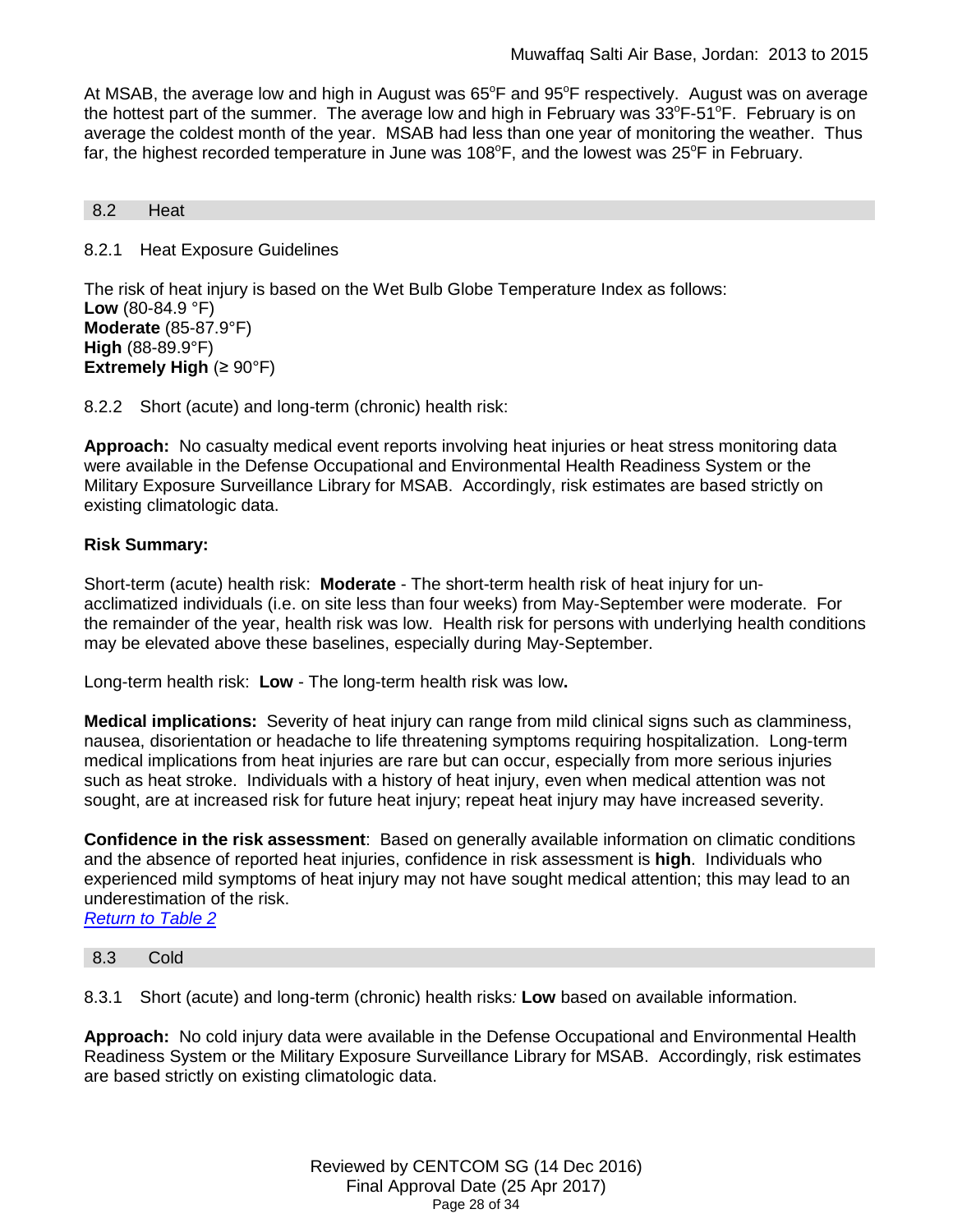At MSAB, the average low and high in August was 65°F and 95°F respectively. August was on average the hottest part of the summer. The average low and high in February was 33°F-51°F. February is on average the coldest month of the year. MSAB had less than one year of monitoring the weather. Thus far, the highest recorded temperature in June was 108°F, and the lowest was 25°F in February.

## 8.2 Heat

### 8.2.1 Heat Exposure Guidelines

The risk of heat injury is based on the Wet Bulb Globe Temperature Index as follows:
**Low** (80-84.9 °F)
**Moderate** (85-87.9°F)
**High** (88-89.9°F)
**Extremely High** (≥ 90°F)

### 8.2.2 Short (acute) and long-term (chronic) health risk:

**Approach:** No casualty medical event reports involving heat injuries or heat stress monitoring data were available in the Defense Occupational and Environmental Health Readiness System or the Military Exposure Surveillance Library for MSAB. Accordingly, risk estimates are based strictly on existing climatologic data.

**Risk Summary:**

Short-term (acute) health risk: **Moderate** - The short-term health risk of heat injury for un-acclimatized individuals (i.e. on site less than four weeks) from May-September were moderate. For the remainder of the year, health risk was low. Health risk for persons with underlying health conditions may be elevated above these baselines, especially during May-September.

Long-term health risk: **Low** - The long-term health risk was low**.**

**Medical implications:** Severity of heat injury can range from mild clinical signs such as clamminess, nausea, disorientation or headache to life threatening symptoms requiring hospitalization. Long-term medical implications from heat injuries are rare but can occur, especially from more serious injuries such as heat stroke. Individuals with a history of heat injury, even when medical attention was not sought, are at increased risk for future heat injury; repeat heat injury may have increased severity.

**Confidence in the risk assessment**: Based on generally available information on climatic conditions and the absence of reported heat injuries, confidence in risk assessment is **high**. Individuals who experienced mild symptoms of heat injury may not have sought medical attention; this may lead to an underestimation of the risk.
*Return to Table 2*

## 8.3 Cold

8.3.1 Short (acute) and long-term (chronic) health risks*:* **Low** based on available information.

**Approach:** No cold injury data were available in the Defense Occupational and Environmental Health Readiness System or the Military Exposure Surveillance Library for MSAB. Accordingly, risk estimates are based strictly on existing climatologic data.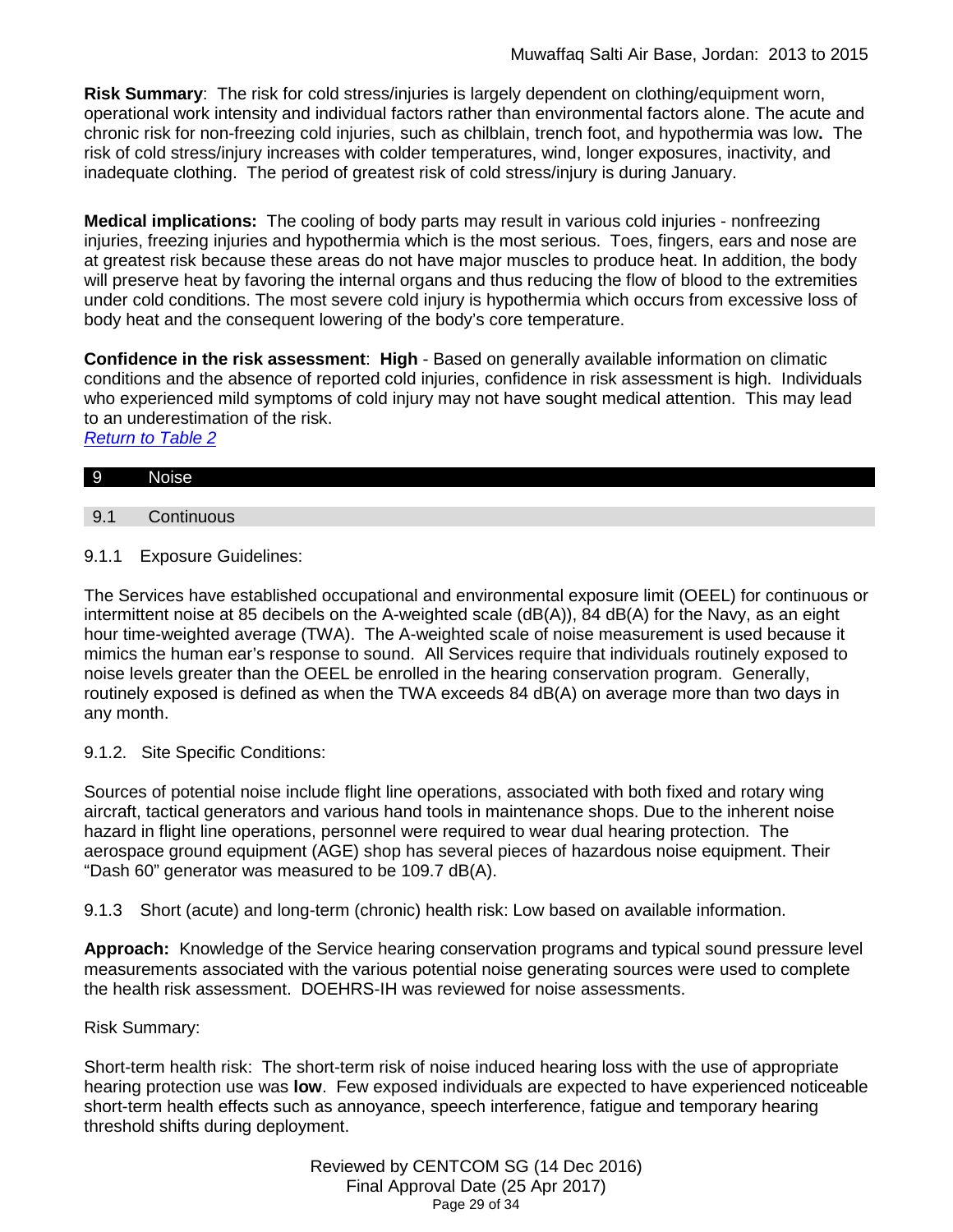**Risk Summary**: The risk for cold stress/injuries is largely dependent on clothing/equipment worn, operational work intensity and individual factors rather than environmental factors alone. The acute and chronic risk for non-freezing cold injuries, such as chilblain, trench foot, and hypothermia was low**.** The risk of cold stress/injury increases with colder temperatures, wind, longer exposures, inactivity, and inadequate clothing. The period of greatest risk of cold stress/injury is during January.

**Medical implications:** The cooling of body parts may result in various cold injuries - nonfreezing injuries, freezing injuries and hypothermia which is the most serious. Toes, fingers, ears and nose are at greatest risk because these areas do not have major muscles to produce heat. In addition, the body will preserve heat by favoring the internal organs and thus reducing the flow of blood to the extremities under cold conditions. The most severe cold injury is hypothermia which occurs from excessive loss of body heat and the consequent lowering of the body's core temperature.

**Confidence in the risk assessment**: **High** - Based on generally available information on climatic conditions and the absence of reported cold injuries, confidence in risk assessment is high. Individuals who experienced mild symptoms of cold injury may not have sought medical attention. This may lead to an underestimation of the risk.
*Return to Table 2*

## 9 Noise

### 9.1 Continuous

9.1.1 Exposure Guidelines:

The Services have established occupational and environmental exposure limit (OEEL) for continuous or intermittent noise at 85 decibels on the A-weighted scale (dB(A)), 84 dB(A) for the Navy, as an eight hour time-weighted average (TWA). The A-weighted scale of noise measurement is used because it mimics the human ear's response to sound. All Services require that individuals routinely exposed to noise levels greater than the OEEL be enrolled in the hearing conservation program. Generally, routinely exposed is defined as when the TWA exceeds 84 dB(A) on average more than two days in any month.

9.1.2. Site Specific Conditions:

Sources of potential noise include flight line operations, associated with both fixed and rotary wing aircraft, tactical generators and various hand tools in maintenance shops. Due to the inherent noise hazard in flight line operations, personnel were required to wear dual hearing protection. The aerospace ground equipment (AGE) shop has several pieces of hazardous noise equipment. Their "Dash 60" generator was measured to be 109.7 dB(A).

9.1.3 Short (acute) and long-term (chronic) health risk: Low based on available information.

**Approach:** Knowledge of the Service hearing conservation programs and typical sound pressure level measurements associated with the various potential noise generating sources were used to complete the health risk assessment. DOEHRS-IH was reviewed for noise assessments.

Risk Summary:

Short-term health risk: The short-term risk of noise induced hearing loss with the use of appropriate hearing protection use was **low**. Few exposed individuals are expected to have experienced noticeable short-term health effects such as annoyance, speech interference, fatigue and temporary hearing threshold shifts during deployment.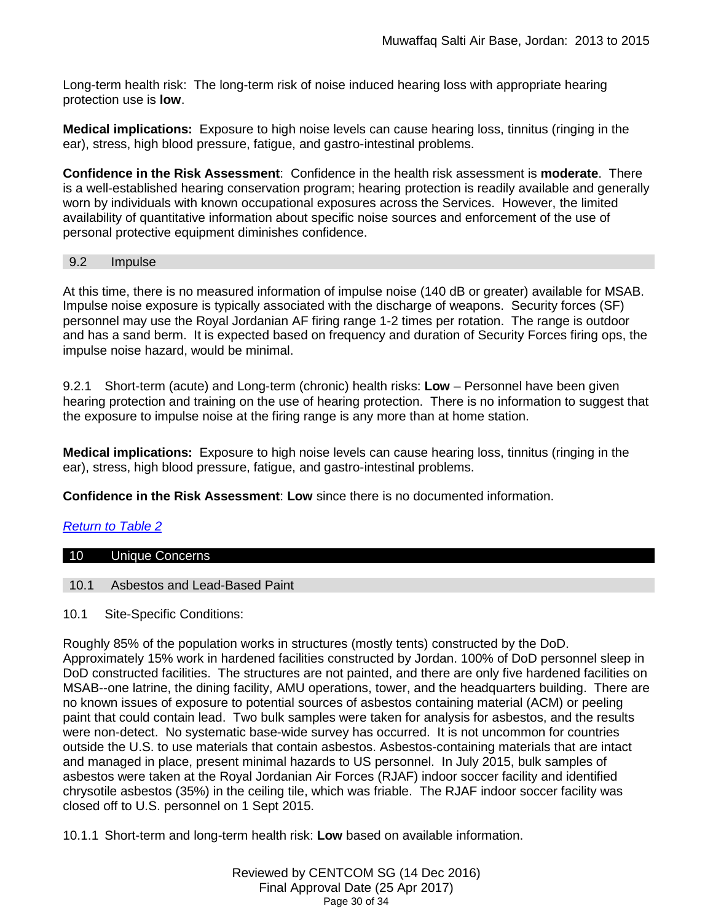Long-term health risk: The long-term risk of noise induced hearing loss with appropriate hearing protection use is **low**.

**Medical implications:** Exposure to high noise levels can cause hearing loss, tinnitus (ringing in the ear), stress, high blood pressure, fatigue, and gastro-intestinal problems.

**Confidence in the Risk Assessment**: Confidence in the health risk assessment is **moderate**. There is a well-established hearing conservation program; hearing protection is readily available and generally worn by individuals with known occupational exposures across the Services. However, the limited availability of quantitative information about specific noise sources and enforcement of the use of personal protective equipment diminishes confidence.

### 9.2 Impulse

At this time, there is no measured information of impulse noise (140 dB or greater) available for MSAB. Impulse noise exposure is typically associated with the discharge of weapons. Security forces (SF) personnel may use the Royal Jordanian AF firing range 1-2 times per rotation. The range is outdoor and has a sand berm. It is expected based on frequency and duration of Security Forces firing ops, the impulse noise hazard, would be minimal.

9.2.1 Short-term (acute) and Long-term (chronic) health risks: **Low** – Personnel have been given hearing protection and training on the use of hearing protection. There is no information to suggest that the exposure to impulse noise at the firing range is any more than at home station.

**Medical implications:** Exposure to high noise levels can cause hearing loss, tinnitus (ringing in the ear), stress, high blood pressure, fatigue, and gastro-intestinal problems.

**Confidence in the Risk Assessment**: **Low** since there is no documented information.

*Return to Table 2*

## 10 Unique Concerns

### 10.1 Asbestos and Lead-Based Paint

10.1 Site-Specific Conditions:

Roughly 85% of the population works in structures (mostly tents) constructed by the DoD. Approximately 15% work in hardened facilities constructed by Jordan. 100% of DoD personnel sleep in DoD constructed facilities. The structures are not painted, and there are only five hardened facilities on MSAB--one latrine, the dining facility, AMU operations, tower, and the headquarters building. There are no known issues of exposure to potential sources of asbestos containing material (ACM) or peeling paint that could contain lead. Two bulk samples were taken for analysis for asbestos, and the results were non-detect. No systematic base-wide survey has occurred. It is not uncommon for countries outside the U.S. to use materials that contain asbestos. Asbestos-containing materials that are intact and managed in place, present minimal hazards to US personnel. In July 2015, bulk samples of asbestos were taken at the Royal Jordanian Air Forces (RJAF) indoor soccer facility and identified chrysotile asbestos (35%) in the ceiling tile, which was friable. The RJAF indoor soccer facility was closed off to U.S. personnel on 1 Sept 2015.

10.1.1 Short-term and long-term health risk: **Low** based on available information.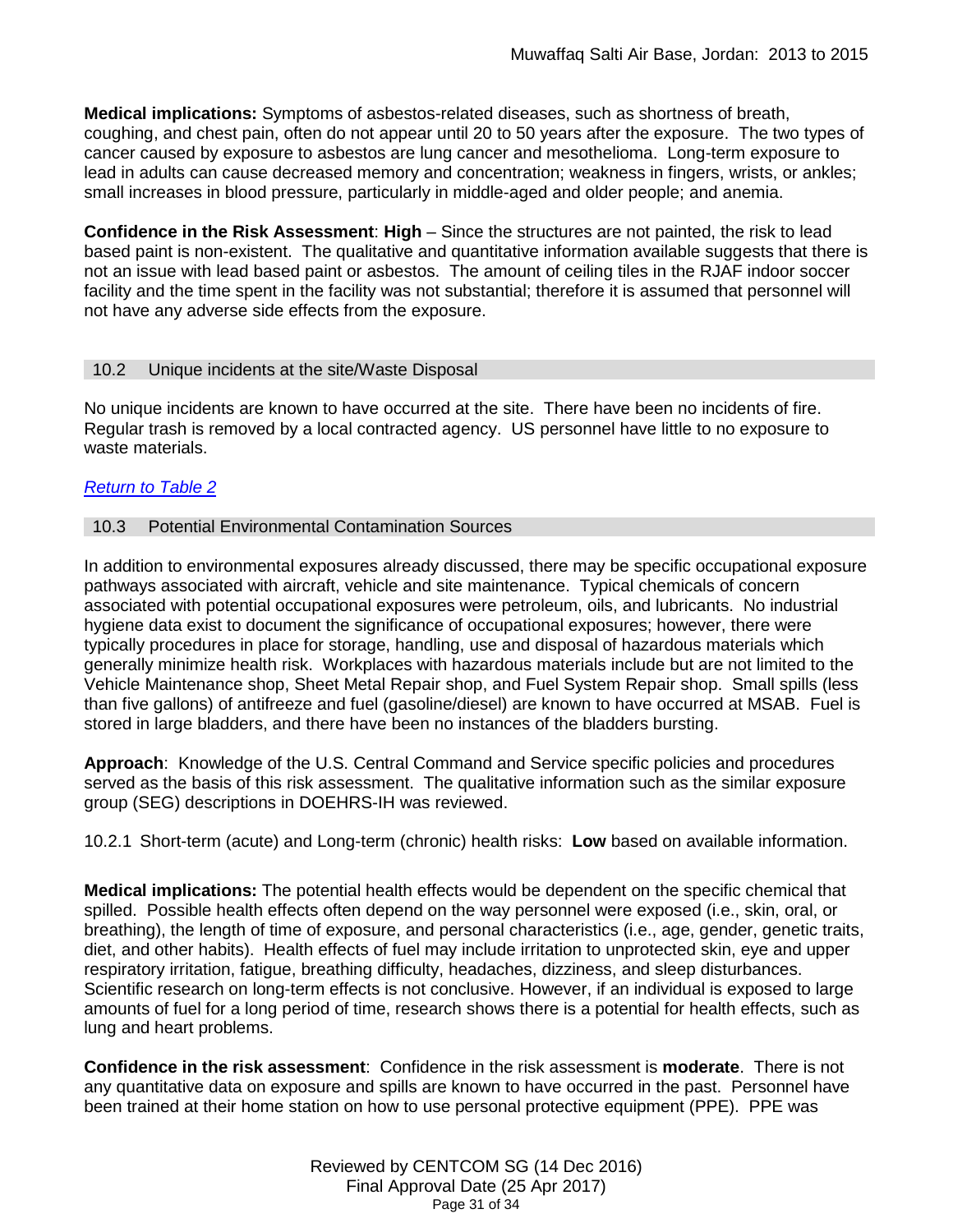**Medical implications:** Symptoms of asbestos-related diseases, such as shortness of breath, coughing, and chest pain, often do not appear until 20 to 50 years after the exposure. The two types of cancer caused by exposure to asbestos are lung cancer and mesothelioma. Long-term exposure to lead in adults can cause decreased memory and concentration; weakness in fingers, wrists, or ankles; small increases in blood pressure, particularly in middle-aged and older people; and anemia.

**Confidence in the Risk Assessment**: **High** – Since the structures are not painted, the risk to lead based paint is non-existent. The qualitative and quantitative information available suggests that there is not an issue with lead based paint or asbestos. The amount of ceiling tiles in the RJAF indoor soccer facility and the time spent in the facility was not substantial; therefore it is assumed that personnel will not have any adverse side effects from the exposure.

### 10.2 Unique incidents at the site/Waste Disposal

No unique incidents are known to have occurred at the site. There have been no incidents of fire. Regular trash is removed by a local contracted agency. US personnel have little to no exposure to waste materials.

*Return to Table 2*

### 10.3 Potential Environmental Contamination Sources

In addition to environmental exposures already discussed, there may be specific occupational exposure pathways associated with aircraft, vehicle and site maintenance. Typical chemicals of concern associated with potential occupational exposures were petroleum, oils, and lubricants. No industrial hygiene data exist to document the significance of occupational exposures; however, there were typically procedures in place for storage, handling, use and disposal of hazardous materials which generally minimize health risk. Workplaces with hazardous materials include but are not limited to the Vehicle Maintenance shop, Sheet Metal Repair shop, and Fuel System Repair shop. Small spills (less than five gallons) of antifreeze and fuel (gasoline/diesel) are known to have occurred at MSAB. Fuel is stored in large bladders, and there have been no instances of the bladders bursting.

**Approach**: Knowledge of the U.S. Central Command and Service specific policies and procedures served as the basis of this risk assessment. The qualitative information such as the similar exposure group (SEG) descriptions in DOEHRS-IH was reviewed.

10.2.1 Short-term (acute) and Long-term (chronic) health risks: **Low** based on available information.

**Medical implications:** The potential health effects would be dependent on the specific chemical that spilled. Possible health effects often depend on the way personnel were exposed (i.e., skin, oral, or breathing), the length of time of exposure, and personal characteristics (i.e., age, gender, genetic traits, diet, and other habits). Health effects of fuel may include irritation to unprotected skin, eye and upper respiratory irritation, fatigue, breathing difficulty, headaches, dizziness, and sleep disturbances. Scientific research on long-term effects is not conclusive. However, if an individual is exposed to large amounts of fuel for a long period of time, research shows there is a potential for health effects, such as lung and heart problems.

**Confidence in the risk assessment**: Confidence in the risk assessment is **moderate**. There is not any quantitative data on exposure and spills are known to have occurred in the past. Personnel have been trained at their home station on how to use personal protective equipment (PPE). PPE was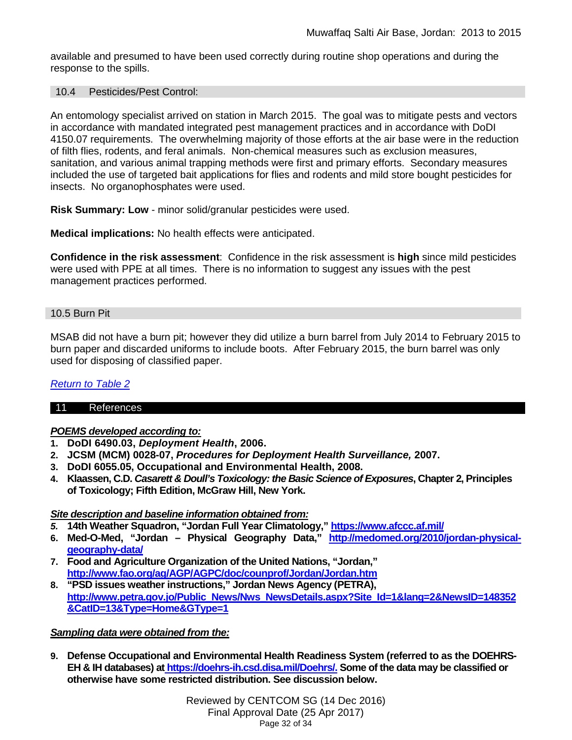available and presumed to have been used correctly during routine shop operations and during the response to the spills.

### 10.4 Pesticides/Pest Control:

An entomology specialist arrived on station in March 2015. The goal was to mitigate pests and vectors in accordance with mandated integrated pest management practices and in accordance with DoDI 4150.07 requirements. The overwhelming majority of those efforts at the air base were in the reduction of filth flies, rodents, and feral animals. Non-chemical measures such as exclusion measures, sanitation, and various animal trapping methods were first and primary efforts. Secondary measures included the use of targeted bait applications for flies and rodents and mild store bought pesticides for insects. No organophosphates were used.

**Risk Summary: Low** - minor solid/granular pesticides were used.

**Medical implications:** No health effects were anticipated.

**Confidence in the risk assessment**: Confidence in the risk assessment is **high** since mild pesticides were used with PPE at all times. There is no information to suggest any issues with the pest management practices performed.

### 10.5 Burn Pit

MSAB did not have a burn pit; however they did utilize a burn barrel from July 2014 to February 2015 to burn paper and discarded uniforms to include boots. After February 2015, the burn barrel was only used for disposing of classified paper.

*Return to Table 2*

## 11 References

***POEMS developed according to:***

1. **DoDI 6490.03, *Deployment Health*, 2006.**
2. **JCSM (MCM) 0028-07, *Procedures for Deployment Health Surveillance,* 2007.**
3. **DoDI 6055.05, Occupational and Environmental Health, 2008.**
4. **Klaassen, C.D. *Casarett & Doull's Toxicology: the Basic Science of Exposures*, Chapter 2, Principles of Toxicology; Fifth Edition, McGraw Hill, New York.**

***Site description and baseline information obtained from:***

5. **14th Weather Squadron, "Jordan Full Year Climatology," https://www.afccc.af.mil/**
6. **Med-O-Med, "Jordan – Physical Geography Data," http://medomed.org/2010/jordan-physical-geography-data/**
7. **Food and Agriculture Organization of the United Nations, "Jordan," http://www.fao.org/ag/AGP/AGPC/doc/counprof/Jordan/Jordan.htm**
8. **"PSD issues weather instructions," Jordan News Agency (PETRA), http://www.petra.gov.jo/Public_News/Nws_NewsDetails.aspx?Site_Id=1&lang=2&NewsID=148352&CatID=13&Type=Home&GType=1**

***Sampling data were obtained from the:***

9. **Defense Occupational and Environmental Health Readiness System (referred to as the DOEHRS-EH & IH databases) at https://doehrs-ih.csd.disa.mil/Doehrs/. Some of the data may be classified or otherwise have some restricted distribution. See discussion below.**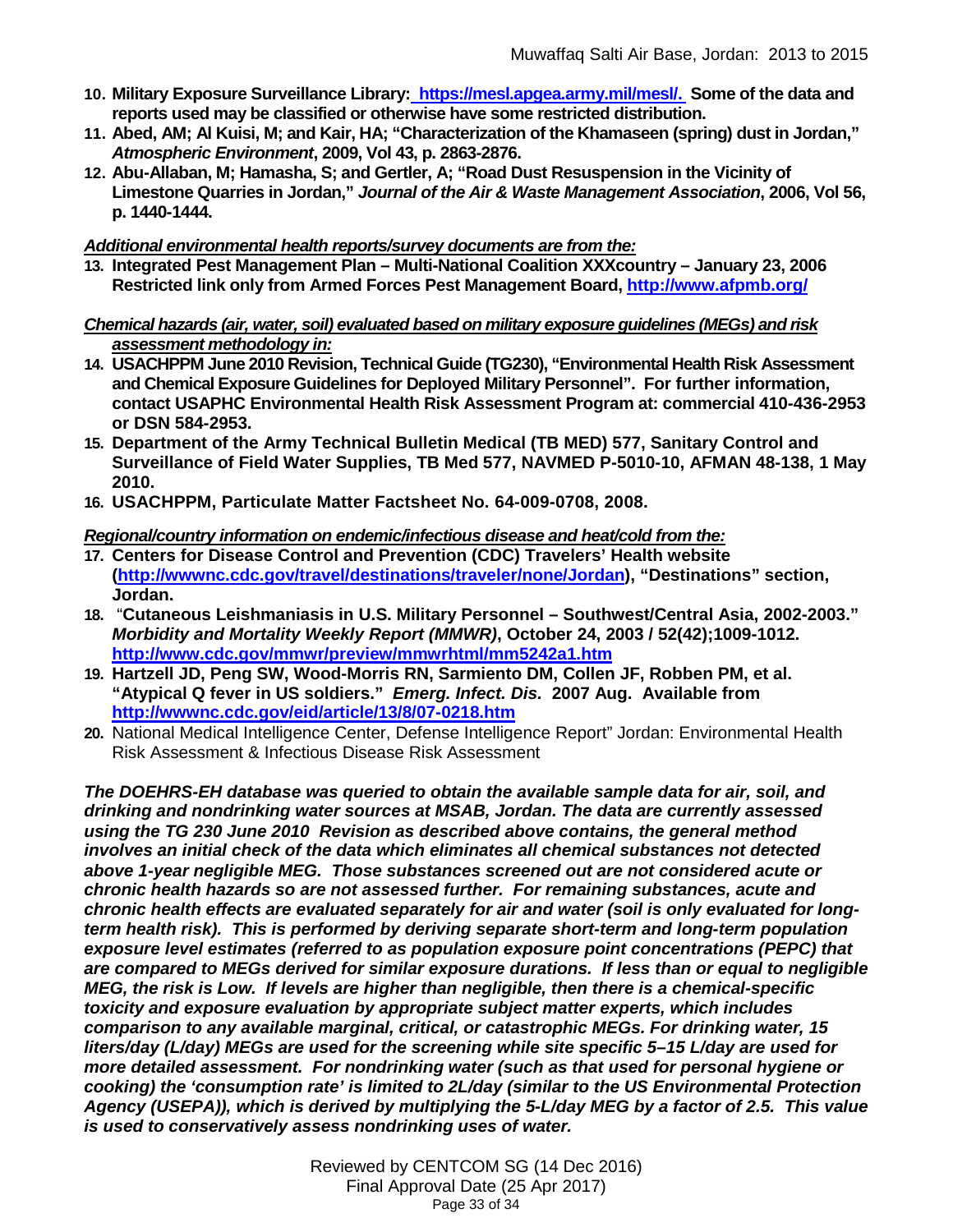10. **Military Exposure Surveillance Library: https://mesl.apgea.army.mil/mesl/. Some of the data and reports used may be classified or otherwise have some restricted distribution.**
11. **Abed, AM; Al Kuisi, M; and Kair, HA; "Characterization of the Khamaseen (spring) dust in Jordan," *Atmospheric Environment*, 2009, Vol 43, p. 2863-2876.**
12. **Abu-Allaban, M; Hamasha, S; and Gertler, A; "Road Dust Resuspension in the Vicinity of Limestone Quarries in Jordan," *Journal of the Air & Waste Management Association*, 2006, Vol 56, p. 1440-1444.**

***Additional environmental health reports/survey documents are from the:***

13. **Integrated Pest Management Plan – Multi-National Coalition XXXcountry – January 23, 2006 Restricted link only from Armed Forces Pest Management Board, http://www.afpmb.org/**

***Chemical hazards (air, water, soil) evaluated based on military exposure guidelines (MEGs) and risk assessment methodology in:***

14. **USACHPPM June 2010 Revision, Technical Guide (TG230), "Environmental Health Risk Assessment and Chemical Exposure Guidelines for Deployed Military Personnel". For further information, contact USAPHC Environmental Health Risk Assessment Program at: commercial 410-436-2953 or DSN 584-2953.**
15. **Department of the Army Technical Bulletin Medical (TB MED) 577, Sanitary Control and Surveillance of Field Water Supplies, TB Med 577, NAVMED P-5010-10, AFMAN 48-138, 1 May 2010.**
16. **USACHPPM, Particulate Matter Factsheet No. 64-009-0708, 2008.**

***Regional/country information on endemic/infectious disease and heat/cold from the:***

17. **Centers for Disease Control and Prevention (CDC) Travelers' Health website (http://wwwnc.cdc.gov/travel/destinations/traveler/none/Jordan), "Destinations" section, Jordan.**
18. **"Cutaneous Leishmaniasis in U.S. Military Personnel – Southwest/Central Asia, 2002-2003." *Morbidity and Mortality Weekly Report (MMWR)*, October 24, 2003 / 52(42);1009-1012. http://www.cdc.gov/mmwr/preview/mmwrhtml/mm5242a1.htm**
19. **Hartzell JD, Peng SW, Wood-Morris RN, Sarmiento DM, Collen JF, Robben PM, et al. "Atypical Q fever in US soldiers." *Emerg. Infect. Dis.* 2007 Aug. Available from http://wwwnc.cdc.gov/eid/article/13/8/07-0218.htm**
20. National Medical Intelligence Center, Defense Intelligence Report" Jordan: Environmental Health Risk Assessment & Infectious Disease Risk Assessment

***The DOEHRS-EH database was queried to obtain the available sample data for air, soil, and drinking and nondrinking water sources at MSAB, Jordan. The data are currently assessed using the TG 230 June 2010 Revision as described above contains, the general method involves an initial check of the data which eliminates all chemical substances not detected above 1-year negligible MEG. Those substances screened out are not considered acute or chronic health hazards so are not assessed further. For remaining substances, acute and chronic health effects are evaluated separately for air and water (soil is only evaluated for long-term health risk). This is performed by deriving separate short-term and long-term population exposure level estimates (referred to as population exposure point concentrations (PEPC) that are compared to MEGs derived for similar exposure durations. If less than or equal to negligible MEG, the risk is Low. If levels are higher than negligible, then there is a chemical-specific toxicity and exposure evaluation by appropriate subject matter experts, which includes comparison to any available marginal, critical, or catastrophic MEGs. For drinking water, 15 liters/day (L/day) MEGs are used for the screening while site specific 5–15 L/day are used for more detailed assessment. For nondrinking water (such as that used for personal hygiene or cooking) the 'consumption rate' is limited to 2L/day (similar to the US Environmental Protection Agency (USEPA)), which is derived by multiplying the 5-L/day MEG by a factor of 2.5. This value is used to conservatively assess nondrinking uses of water.***

Reviewed by CENTCOM SG (14 Dec 2016)
Final Approval Date (25 Apr 2017)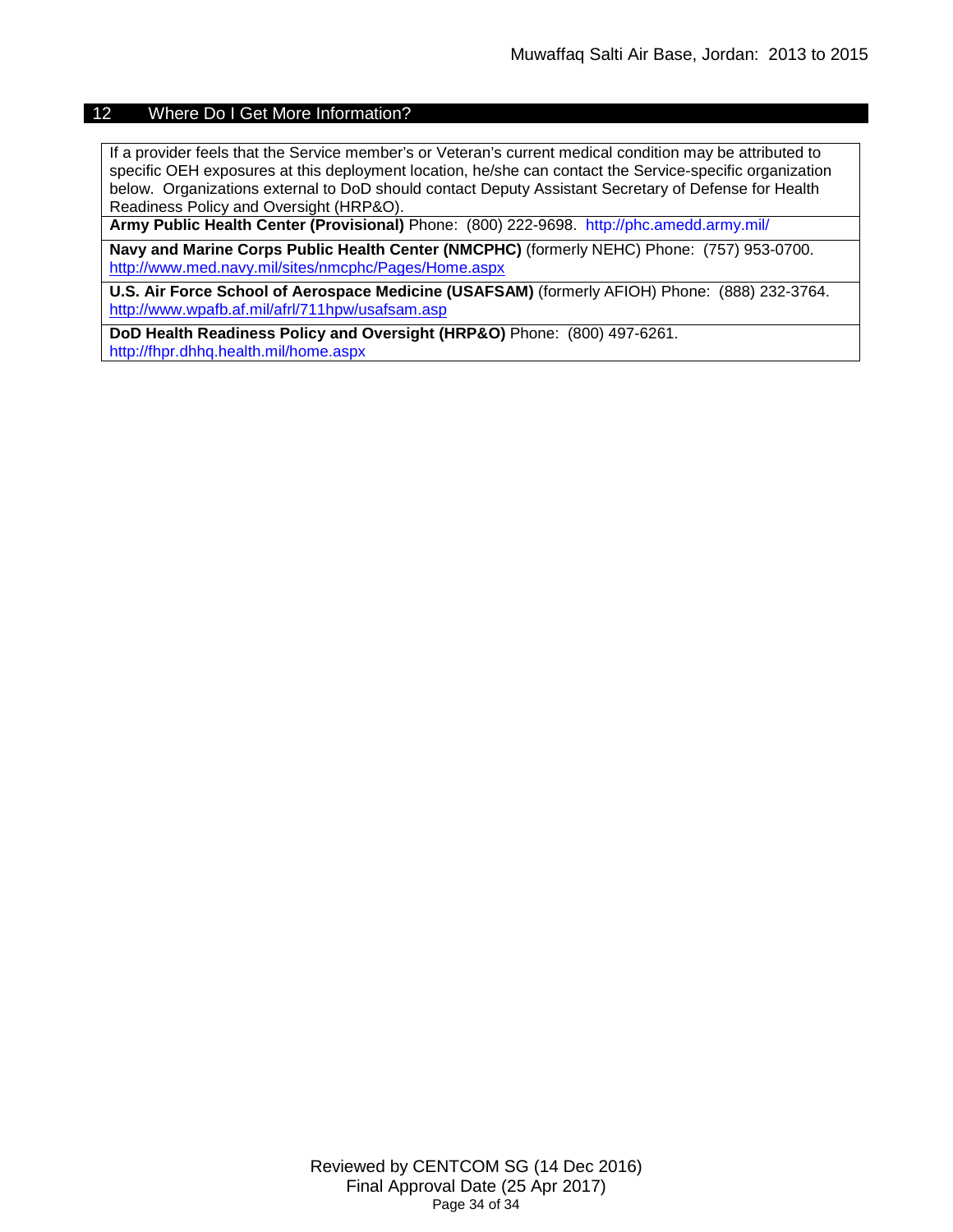## 12 Where Do I Get More Information?

| |
|---|
| If a provider feels that the Service member's or Veteran's current medical condition may be attributed to specific OEH exposures at this deployment location, he/she can contact the Service-specific organization below. Organizations external to DoD should contact Deputy Assistant Secretary of Defense for Health Readiness Policy and Oversight (HRP&O). |
| **Army Public Health Center (Provisional)** Phone: (800) 222-9698. http://phc.amedd.army.mil/ |
| **Navy and Marine Corps Public Health Center (NMCPHC)** (formerly NEHC) Phone: (757) 953-0700. http://www.med.navy.mil/sites/nmcphc/Pages/Home.aspx |
| **U.S. Air Force School of Aerospace Medicine (USAFSAM)** (formerly AFIOH) Phone: (888) 232-3764. http://www.wpafb.af.mil/afrl/711hpw/usafsam.asp |
| **DoD Health Readiness Policy and Oversight (HRP&O)** Phone: (800) 497-6261. http://fhpr.dhhq.health.mil/home.aspx |

Reviewed by CENTCOM SG (14 Dec 2016)
Final Approval Date (25 Apr 2017)